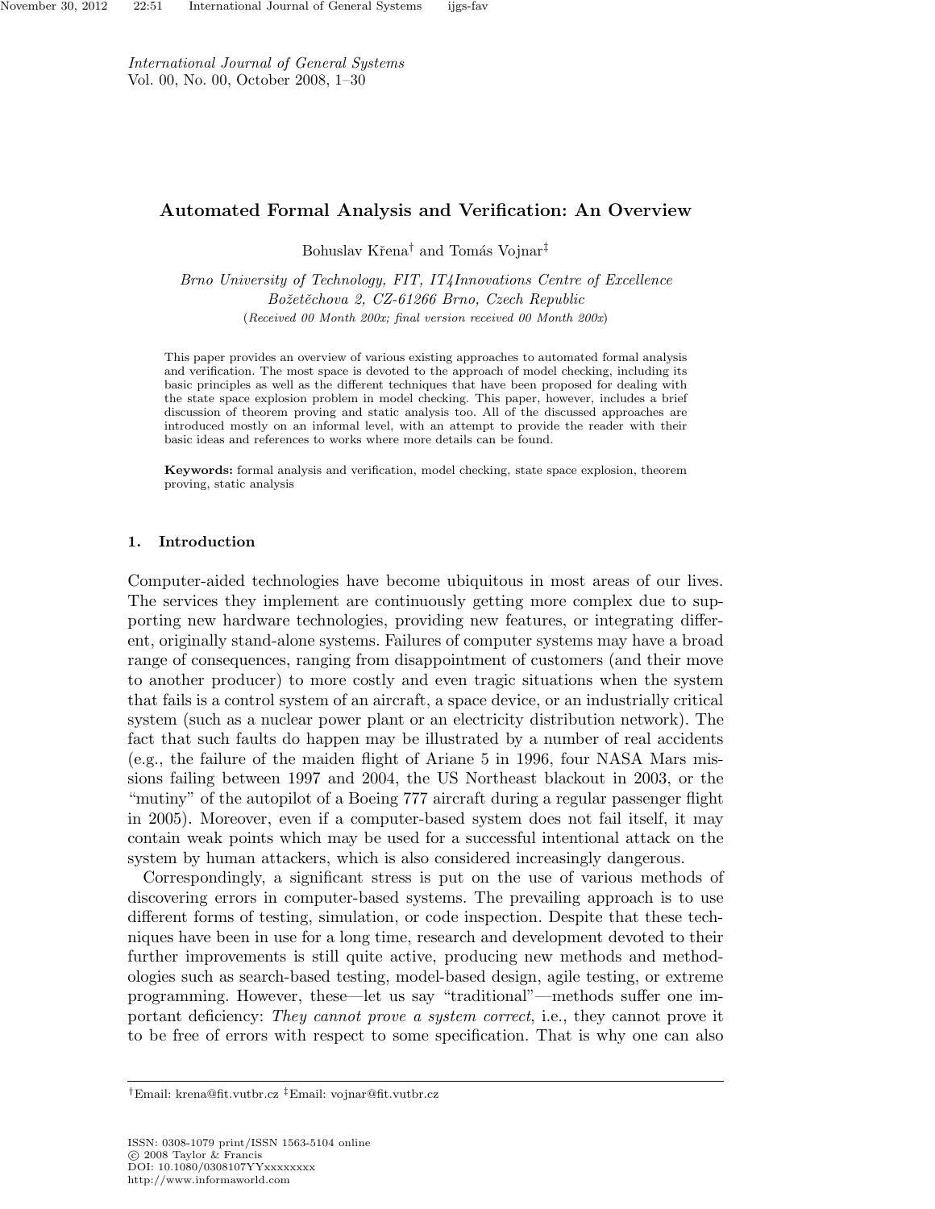# Automated Formal Analysis and Verification: An Overview

Bohuslav Křena[†] and Tomás Vojnar[‡]

*Brno University of Technology, FIT, IT4Innovations Centre of Excellence*
*Božetěchova 2, CZ-61266 Brno, Czech Republic*
(*Received 00 Month 200x; final version received 00 Month 200x*)

This paper provides an overview of various existing approaches to automated formal analysis and verification. The most space is devoted to the approach of model checking, including its basic principles as well as the different techniques that have been proposed for dealing with the state space explosion problem in model checking. This paper, however, includes a brief discussion of theorem proving and static analysis too. All of the discussed approaches are introduced mostly on an informal level, with an attempt to provide the reader with their basic ideas and references to works where more details can be found.

**Keywords:** formal analysis and verification, model checking, state space explosion, theorem proving, static analysis

## 1. Introduction

Computer-aided technologies have become ubiquitous in most areas of our lives. The services they implement are continuously getting more complex due to supporting new hardware technologies, providing new features, or integrating different, originally stand-alone systems. Failures of computer systems may have a broad range of consequences, ranging from disappointment of customers (and their move to another producer) to more costly and even tragic situations when the system that fails is a control system of an aircraft, a space device, or an industrially critical system (such as a nuclear power plant or an electricity distribution network). The fact that such faults do happen may be illustrated by a number of real accidents (e.g., the failure of the maiden flight of Ariane 5 in 1996, four NASA Mars missions failing between 1997 and 2004, the US Northeast blackout in 2003, or the "mutiny" of the autopilot of a Boeing 777 aircraft during a regular passenger flight in 2005). Moreover, even if a computer-based system does not fail itself, it may contain weak points which may be used for a successful intentional attack on the system by human attackers, which is also considered increasingly dangerous.

Correspondingly, a significant stress is put on the use of various methods of discovering errors in computer-based systems. The prevailing approach is to use different forms of testing, simulation, or code inspection. Despite that these techniques have been in use for a long time, research and development devoted to their further improvements is still quite active, producing new methods and methodologies such as search-based testing, model-based design, agile testing, or extreme programming. However, these—let us say "traditional"—methods suffer one important deficiency: *They cannot prove a system correct*, i.e., they cannot prove it to be free of errors with respect to some specification. That is why one can also

---

[†]Email: krena@fit.vutbr.cz [‡]Email: vojnar@fit.vutbr.cz

ISSN: 0308-1079 print/ISSN 1563-5104 online
© 2008 Taylor & Francis
DOI: 10.1080/0308107YYxxxxxxxx
http://www.informaworld.com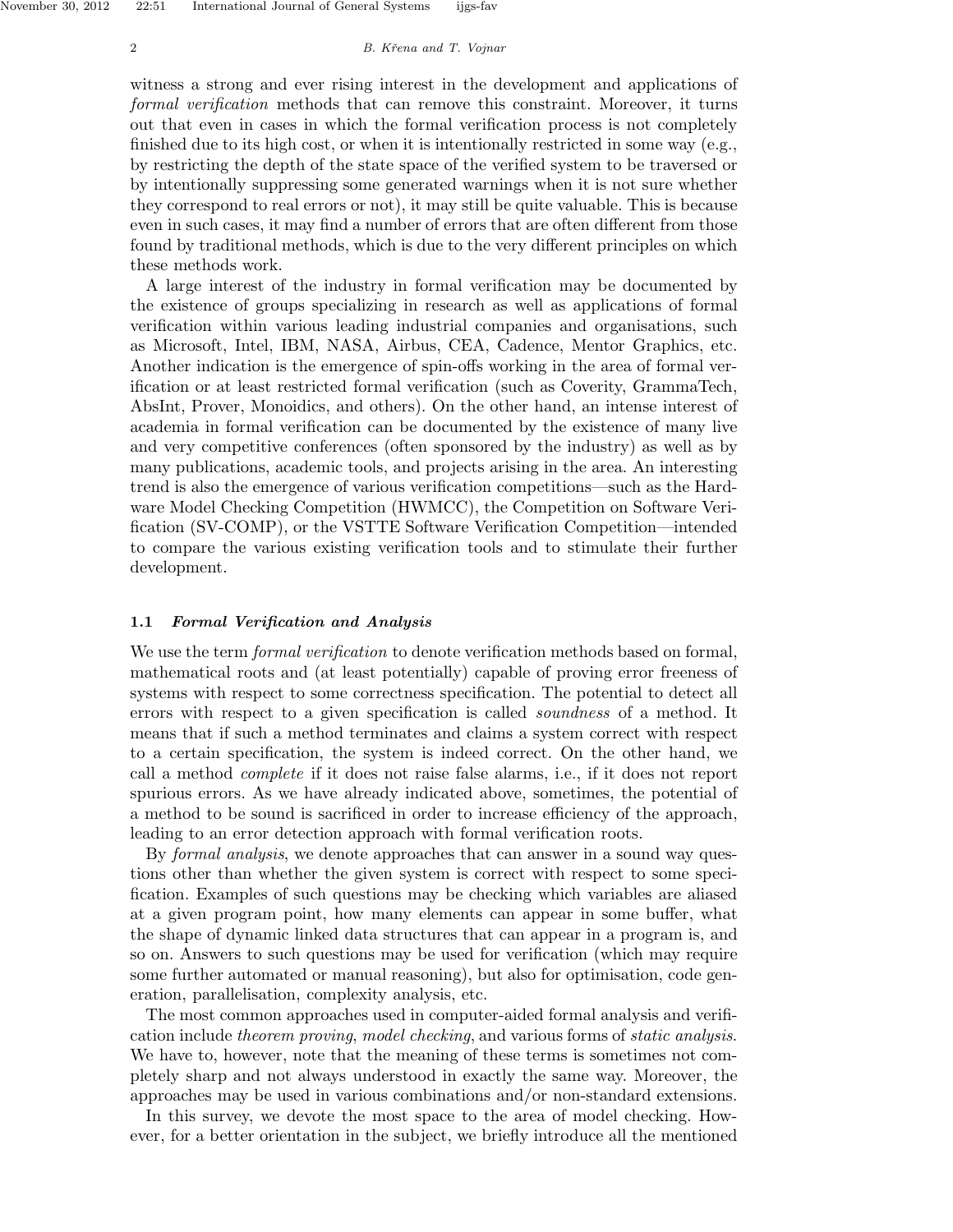witness a strong and ever rising interest in the development and applications of *formal verification* methods that can remove this constraint. Moreover, it turns out that even in cases in which the formal verification process is not completely finished due to its high cost, or when it is intentionally restricted in some way (e.g., by restricting the depth of the state space of the verified system to be traversed or by intentionally suppressing some generated warnings when it is not sure whether they correspond to real errors or not), it may still be quite valuable. This is because even in such cases, it may find a number of errors that are often different from those found by traditional methods, which is due to the very different principles on which these methods work.

A large interest of the industry in formal verification may be documented by the existence of groups specializing in research as well as applications of formal verification within various leading industrial companies and organisations, such as Microsoft, Intel, IBM, NASA, Airbus, CEA, Cadence, Mentor Graphics, etc. Another indication is the emergence of spin-offs working in the area of formal verification or at least restricted formal verification (such as Coverity, GrammaTech, AbsInt, Prover, Monoidics, and others). On the other hand, an intense interest of academia in formal verification can be documented by the existence of many live and very competitive conferences (often sponsored by the industry) as well as by many publications, academic tools, and projects arising in the area. An interesting trend is also the emergence of various verification competitions—such as the Hardware Model Checking Competition (HWMCC), the Competition on Software Verification (SV-COMP), or the VSTTE Software Verification Competition—intended to compare the various existing verification tools and to stimulate their further development.

### 1.1 *Formal Verification and Analysis*

We use the term *formal verification* to denote verification methods based on formal, mathematical roots and (at least potentially) capable of proving error freeness of systems with respect to some correctness specification. The potential to detect all errors with respect to a given specification is called *soundness* of a method. It means that if such a method terminates and claims a system correct with respect to a certain specification, the system is indeed correct. On the other hand, we call a method *complete* if it does not raise false alarms, i.e., if it does not report spurious errors. As we have already indicated above, sometimes, the potential of a method to be sound is sacrificed in order to increase efficiency of the approach, leading to an error detection approach with formal verification roots.

By *formal analysis*, we denote approaches that can answer in a sound way questions other than whether the given system is correct with respect to some specification. Examples of such questions may be checking which variables are aliased at a given program point, how many elements can appear in some buffer, what the shape of dynamic linked data structures that can appear in a program is, and so on. Answers to such questions may be used for verification (which may require some further automated or manual reasoning), but also for optimisation, code generation, parallelisation, complexity analysis, etc.

The most common approaches used in computer-aided formal analysis and verification include *theorem proving*, *model checking*, and various forms of *static analysis*. We have to, however, note that the meaning of these terms is sometimes not completely sharp and not always understood in exactly the same way. Moreover, the approaches may be used in various combinations and/or non-standard extensions.

In this survey, we devote the most space to the area of model checking. However, for a better orientation in the subject, we briefly introduce all the mentioned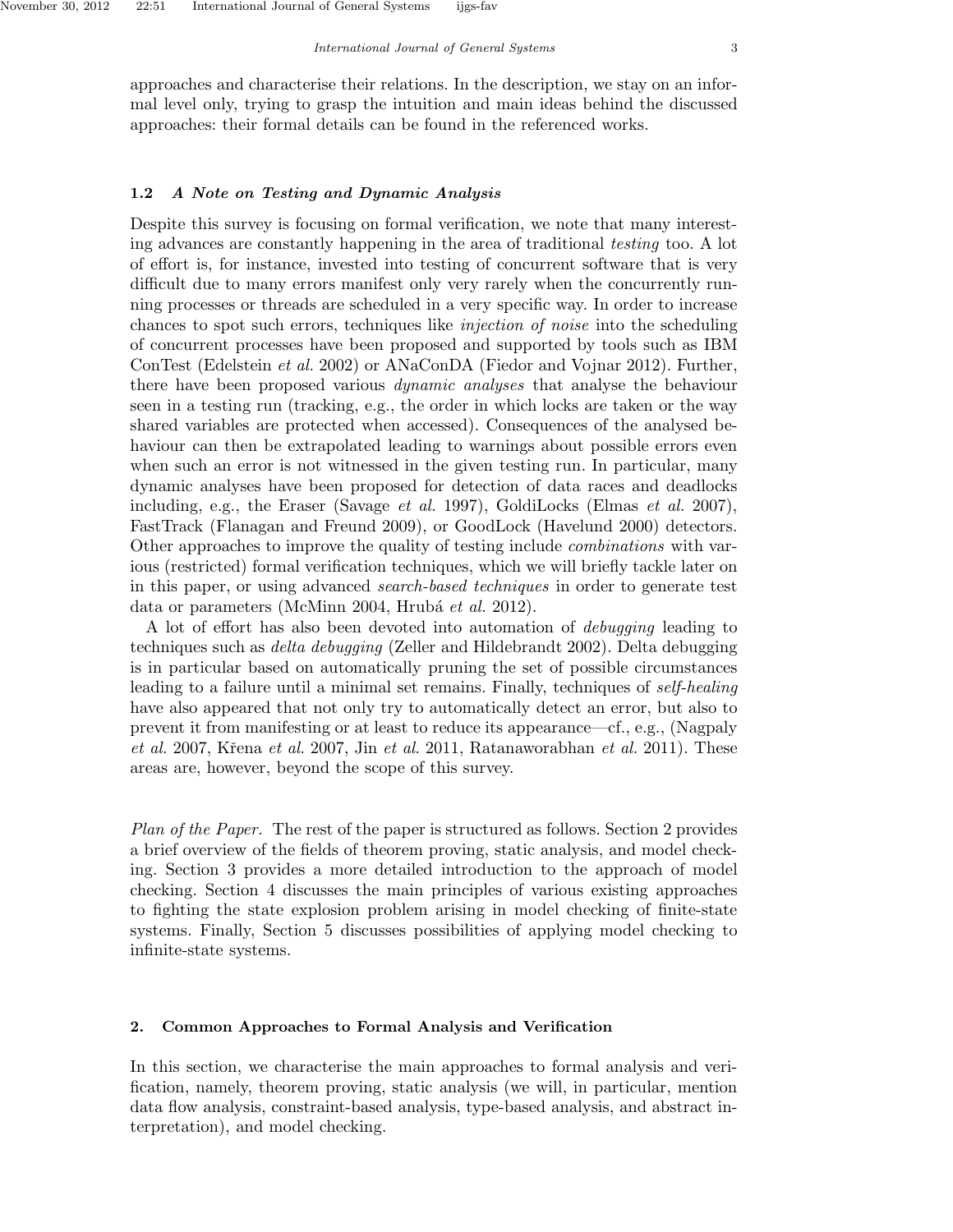approaches and characterise their relations. In the description, we stay on an informal level only, trying to grasp the intuition and main ideas behind the discussed approaches: their formal details can be found in the referenced works.

### 1.2 *A Note on Testing and Dynamic Analysis*

Despite this survey is focusing on formal verification, we note that many interesting advances are constantly happening in the area of traditional *testing* too. A lot of effort is, for instance, invested into testing of concurrent software that is very difficult due to many errors manifest only very rarely when the concurrently running processes or threads are scheduled in a very specific way. In order to increase chances to spot such errors, techniques like *injection of noise* into the scheduling of concurrent processes have been proposed and supported by tools such as IBM ConTest (Edelstein *et al.* 2002) or ANaConDA (Fiedor and Vojnar 2012). Further, there have been proposed various *dynamic analyses* that analyse the behaviour seen in a testing run (tracking, e.g., the order in which locks are taken or the way shared variables are protected when accessed). Consequences of the analysed behaviour can then be extrapolated leading to warnings about possible errors even when such an error is not witnessed in the given testing run. In particular, many dynamic analyses have been proposed for detection of data races and deadlocks including, e.g., the Eraser (Savage *et al.* 1997), GoldiLocks (Elmas *et al.* 2007), FastTrack (Flanagan and Freund 2009), or GoodLock (Havelund 2000) detectors. Other approaches to improve the quality of testing include *combinations* with various (restricted) formal verification techniques, which we will briefly tackle later on in this paper, or using advanced *search-based techniques* in order to generate test data or parameters (McMinn 2004, Hrubá *et al.* 2012).

A lot of effort has also been devoted into automation of *debugging* leading to techniques such as *delta debugging* (Zeller and Hildebrandt 2002). Delta debugging is in particular based on automatically pruning the set of possible circumstances leading to a failure until a minimal set remains. Finally, techniques of *self-healing* have also appeared that not only try to automatically detect an error, but also to prevent it from manifesting or at least to reduce its appearance—cf., e.g., (Nagpaly *et al.* 2007, Křena *et al.* 2007, Jin *et al.* 2011, Ratanaworabhan *et al.* 2011). These areas are, however, beyond the scope of this survey.

*Plan of the Paper.* The rest of the paper is structured as follows. Section 2 provides a brief overview of the fields of theorem proving, static analysis, and model checking. Section 3 provides a more detailed introduction to the approach of model checking. Section 4 discusses the main principles of various existing approaches to fighting the state explosion problem arising in model checking of finite-state systems. Finally, Section 5 discusses possibilities of applying model checking to infinite-state systems.

## 2. Common Approaches to Formal Analysis and Verification

In this section, we characterise the main approaches to formal analysis and verification, namely, theorem proving, static analysis (we will, in particular, mention data flow analysis, constraint-based analysis, type-based analysis, and abstract interpretation), and model checking.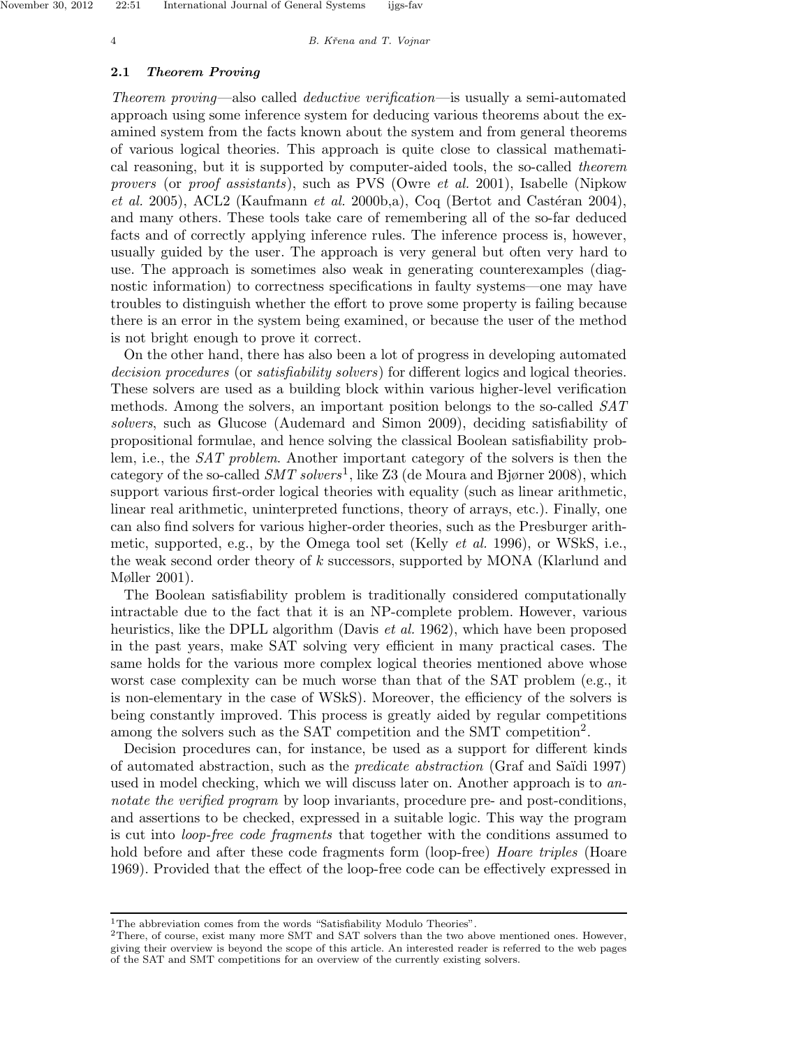### 2.1 Theorem Proving

*Theorem proving*—also called *deductive verification*—is usually a semi-automated approach using some inference system for deducing various theorems about the examined system from the facts known about the system and from general theorems of various logical theories. This approach is quite close to classical mathematical reasoning, but it is supported by computer-aided tools, the so-called *theorem provers* (or *proof assistants*), such as PVS (Owre *et al.* 2001), Isabelle (Nipkow *et al.* 2005), ACL2 (Kaufmann *et al.* 2000b,a), Coq (Bertot and Castéran 2004), and many others. These tools take care of remembering all of the so-far deduced facts and of correctly applying inference rules. The inference process is, however, usually guided by the user. The approach is very general but often very hard to use. The approach is sometimes also weak in generating counterexamples (diagnostic information) to correctness specifications in faulty systems—one may have troubles to distinguish whether the effort to prove some property is failing because there is an error in the system being examined, or because the user of the method is not bright enough to prove it correct.

On the other hand, there has also been a lot of progress in developing automated *decision procedures* (or *satisfiability solvers*) for different logics and logical theories. These solvers are used as a building block within various higher-level verification methods. Among the solvers, an important position belongs to the so-called *SAT solvers*, such as Glucose (Audemard and Simon 2009), deciding satisfiability of propositional formulae, and hence solving the classical Boolean satisfiability problem, i.e., the *SAT problem*. Another important category of the solvers is then the category of the so-called *SMT solvers*[1], like Z3 (de Moura and Bjørner 2008), which support various first-order logical theories with equality (such as linear arithmetic, linear real arithmetic, uninterpreted functions, theory of arrays, etc.). Finally, one can also find solvers for various higher-order theories, such as the Presburger arithmetic, supported, e.g., by the Omega tool set (Kelly *et al.* 1996), or WSkS, i.e., the weak second order theory of $k$ successors, supported by MONA (Klarlund and Møller 2001).

The Boolean satisfiability problem is traditionally considered computationally intractable due to the fact that it is an NP-complete problem. However, various heuristics, like the DPLL algorithm (Davis *et al.* 1962), which have been proposed in the past years, make SAT solving very efficient in many practical cases. The same holds for the various more complex logical theories mentioned above whose worst case complexity can be much worse than that of the SAT problem (e.g., it is non-elementary in the case of WSkS). Moreover, the efficiency of the solvers is being constantly improved. This process is greatly aided by regular competitions among the solvers such as the SAT competition and the SMT competition[2].

Decision procedures can, for instance, be used as a support for different kinds of automated abstraction, such as the *predicate abstraction* (Graf and Saïdi 1997) used in model checking, which we will discuss later on. Another approach is to *annotate the verified program* by loop invariants, procedure pre- and post-conditions, and assertions to be checked, expressed in a suitable logic. This way the program is cut into *loop-free code fragments* that together with the conditions assumed to hold before and after these code fragments form (loop-free) *Hoare triples* (Hoare 1969). Provided that the effect of the loop-free code can be effectively expressed in

[1] The abbreviation comes from the words "Satisfiability Modulo Theories".

[2] There, of course, exist many more SMT and SAT solvers than the two above mentioned ones. However, giving their overview is beyond the scope of this article. An interested reader is referred to the web pages of the SAT and SMT competitions for an overview of the currently existing solvers.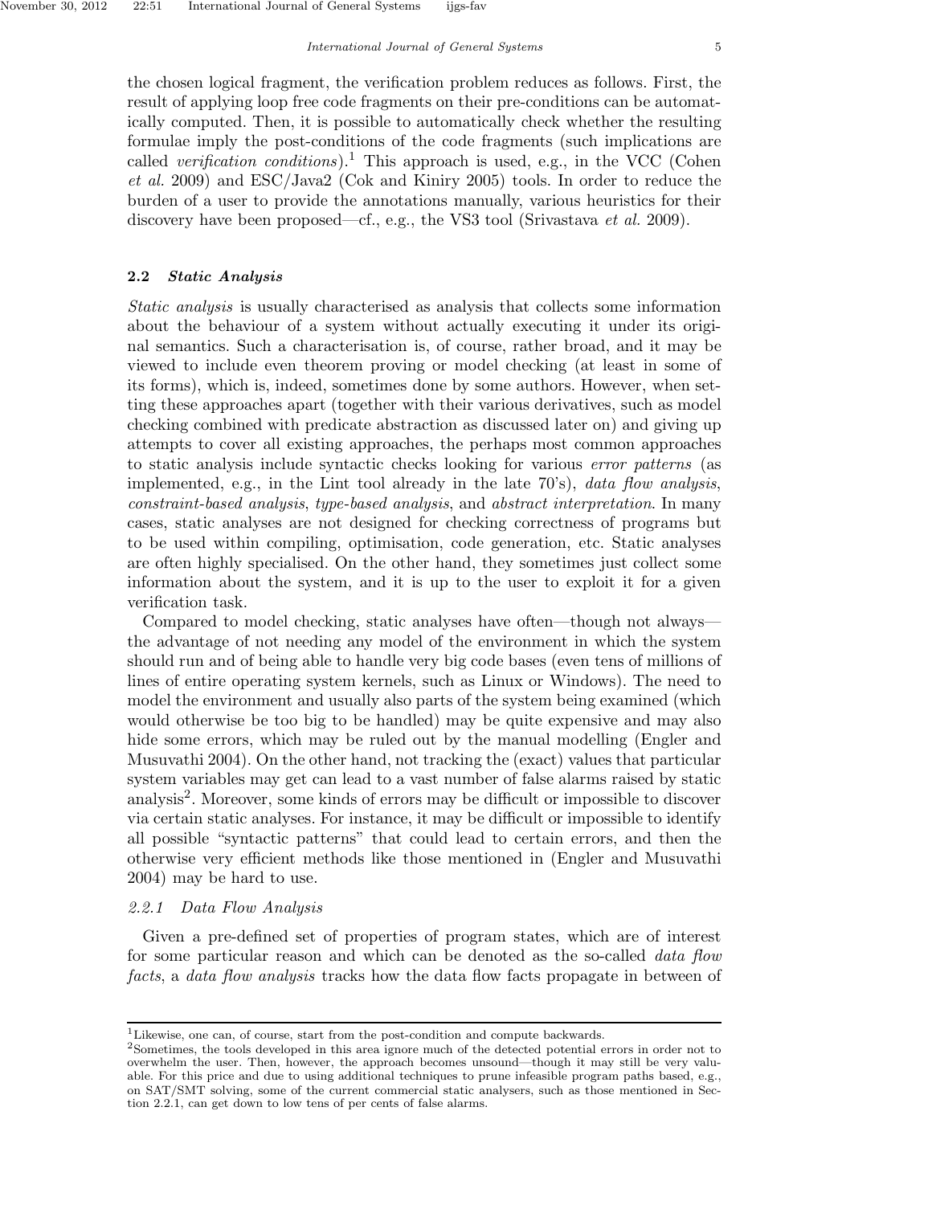the chosen logical fragment, the verification problem reduces as follows. First, the result of applying loop free code fragments on their pre-conditions can be automatically computed. Then, it is possible to automatically check whether the resulting formulae imply the post-conditions of the code fragments (such implications are called *verification conditions*).[1] This approach is used, e.g., in the VCC (Cohen *et al.* 2009) and ESC/Java2 (Cok and Kiniry 2005) tools. In order to reduce the burden of a user to provide the annotations manually, various heuristics for their discovery have been proposed—cf., e.g., the VS3 tool (Srivastava *et al.* 2009).

### 2.2 *Static Analysis*

*Static analysis* is usually characterised as analysis that collects some information about the behaviour of a system without actually executing it under its original semantics. Such a characterisation is, of course, rather broad, and it may be viewed to include even theorem proving or model checking (at least in some of its forms), which is, indeed, sometimes done by some authors. However, when setting these approaches apart (together with their various derivatives, such as model checking combined with predicate abstraction as discussed later on) and giving up attempts to cover all existing approaches, the perhaps most common approaches to static analysis include syntactic checks looking for various *error patterns* (as implemented, e.g., in the Lint tool already in the late 70's), *data flow analysis*, *constraint-based analysis*, *type-based analysis*, and *abstract interpretation*. In many cases, static analyses are not designed for checking correctness of programs but to be used within compiling, optimisation, code generation, etc. Static analyses are often highly specialised. On the other hand, they sometimes just collect some information about the system, and it is up to the user to exploit it for a given verification task.

Compared to model checking, static analyses have often—though not always—the advantage of not needing any model of the environment in which the system should run and of being able to handle very big code bases (even tens of millions of lines of entire operating system kernels, such as Linux or Windows). The need to model the environment and usually also parts of the system being examined (which would otherwise be too big to be handled) may be quite expensive and may also hide some errors, which may be ruled out by the manual modelling (Engler and Musuvathi 2004). On the other hand, not tracking the (exact) values that particular system variables may get can lead to a vast number of false alarms raised by static analysis[2]. Moreover, some kinds of errors may be difficult or impossible to discover via certain static analyses. For instance, it may be difficult or impossible to identify all possible "syntactic patterns" that could lead to certain errors, and then the otherwise very efficient methods like those mentioned in (Engler and Musuvathi 2004) may be hard to use.

#### 2.2.1 *Data Flow Analysis*

Given a pre-defined set of properties of program states, which are of interest for some particular reason and which can be denoted as the so-called *data flow facts*, a *data flow analysis* tracks how the data flow facts propagate in between of

---

[1] Likewise, one can, of course, start from the post-condition and compute backwards.

[2] Sometimes, the tools developed in this area ignore much of the detected potential errors in order not to overwhelm the user. Then, however, the approach becomes unsound—though it may still be very valuable. For this price and due to using additional techniques to prune infeasible program paths based, e.g., on SAT/SMT solving, some of the current commercial static analysers, such as those mentioned in Section 2.2.1, can get down to low tens of per cents of false alarms.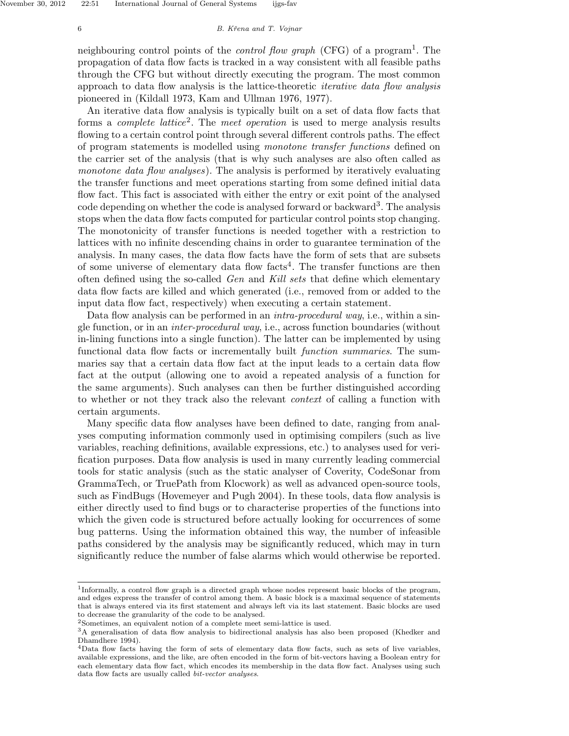neighbouring control points of the *control flow graph* (CFG) of a program[1]. The propagation of data flow facts is tracked in a way consistent with all feasible paths through the CFG but without directly executing the program. The most common approach to data flow analysis is the lattice-theoretic *iterative data flow analysis* pioneered in (Kildall 1973, Kam and Ullman 1976, 1977).

An iterative data flow analysis is typically built on a set of data flow facts that forms a *complete lattice*[2]. The *meet operation* is used to merge analysis results flowing to a certain control point through several different controls paths. The effect of program statements is modelled using *monotone transfer functions* defined on the carrier set of the analysis (that is why such analyses are also often called as *monotone data flow analyses*). The analysis is performed by iteratively evaluating the transfer functions and meet operations starting from some defined initial data flow fact. This fact is associated with either the entry or exit point of the analysed code depending on whether the code is analysed forward or backward[3]. The analysis stops when the data flow facts computed for particular control points stop changing. The monotonicity of transfer functions is needed together with a restriction to lattices with no infinite descending chains in order to guarantee termination of the analysis. In many cases, the data flow facts have the form of sets that are subsets of some universe of elementary data flow facts[4]. The transfer functions are then often defined using the so-called *Gen* and *Kill sets* that define which elementary data flow facts are killed and which generated (i.e., removed from or added to the input data flow fact, respectively) when executing a certain statement.

Data flow analysis can be performed in an *intra-procedural way*, i.e., within a single function, or in an *inter-procedural way*, i.e., across function boundaries (without in-lining functions into a single function). The latter can be implemented by using functional data flow facts or incrementally built *function summaries*. The summaries say that a certain data flow fact at the input leads to a certain data flow fact at the output (allowing one to avoid a repeated analysis of a function for the same arguments). Such analyses can then be further distinguished according to whether or not they track also the relevant *context* of calling a function with certain arguments.

Many specific data flow analyses have been defined to date, ranging from analyses computing information commonly used in optimising compilers (such as live variables, reaching definitions, available expressions, etc.) to analyses used for verification purposes. Data flow analysis is used in many currently leading commercial tools for static analysis (such as the static analyser of Coverity, CodeSonar from GrammaTech, or TruePath from Klocwork) as well as advanced open-source tools, such as FindBugs (Hovemeyer and Pugh 2004). In these tools, data flow analysis is either directly used to find bugs or to characterise properties of the functions into which the given code is structured before actually looking for occurrences of some bug patterns. Using the information obtained this way, the number of infeasible paths considered by the analysis may be significantly reduced, which may in turn significantly reduce the number of false alarms which would otherwise be reported.

---

[1] Informally, a control flow graph is a directed graph whose nodes represent basic blocks of the program, and edges express the transfer of control among them. A basic block is a maximal sequence of statements that is always entered via its first statement and always left via its last statement. Basic blocks are used to decrease the granularity of the code to be analysed.

[2] Sometimes, an equivalent notion of a complete meet semi-lattice is used.

[3] A generalisation of data flow analysis to bidirectional analysis has also been proposed (Khedker and Dhamdhere 1994).

[4] Data flow facts having the form of sets of elementary data flow facts, such as sets of live variables, available expressions, and the like, are often encoded in the form of bit-vectors having a Boolean entry for each elementary data flow fact, which encodes its membership in the data flow fact. Analyses using such data flow facts are usually called *bit-vector analyses*.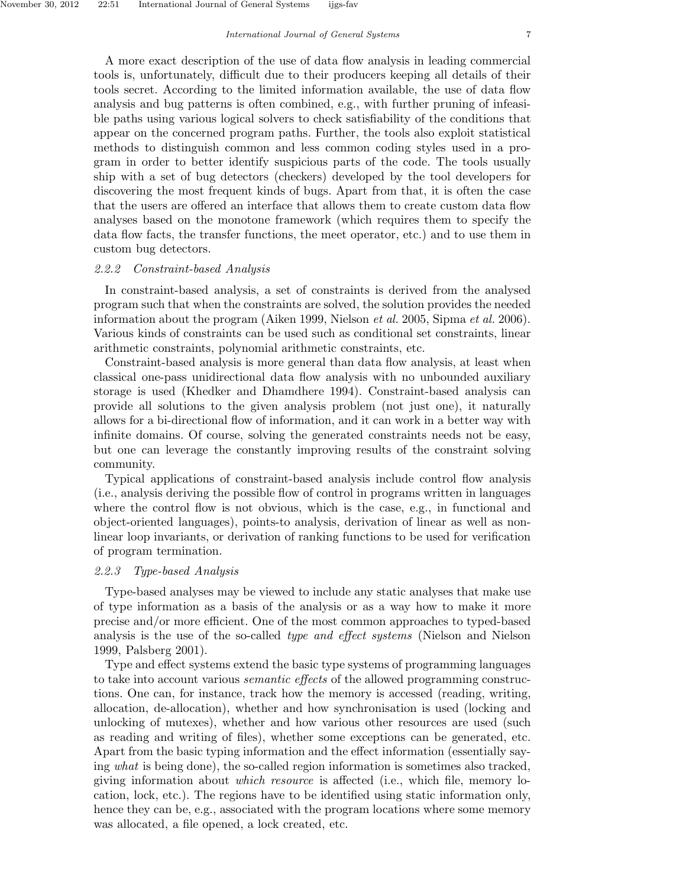A more exact description of the use of data flow analysis in leading commercial tools is, unfortunately, difficult due to their producers keeping all details of their tools secret. According to the limited information available, the use of data flow analysis and bug patterns is often combined, e.g., with further pruning of infeasible paths using various logical solvers to check satisfiability of the conditions that appear on the concerned program paths. Further, the tools also exploit statistical methods to distinguish common and less common coding styles used in a program in order to better identify suspicious parts of the code. The tools usually ship with a set of bug detectors (checkers) developed by the tool developers for discovering the most frequent kinds of bugs. Apart from that, it is often the case that the users are offered an interface that allows them to create custom data flow analyses based on the monotone framework (which requires them to specify the data flow facts, the transfer functions, the meet operator, etc.) and to use them in custom bug detectors.

### 2.2.2 Constraint-based Analysis

In constraint-based analysis, a set of constraints is derived from the analysed program such that when the constraints are solved, the solution provides the needed information about the program (Aiken 1999, Nielson *et al.* 2005, Sipma *et al.* 2006). Various kinds of constraints can be used such as conditional set constraints, linear arithmetic constraints, polynomial arithmetic constraints, etc.

Constraint-based analysis is more general than data flow analysis, at least when classical one-pass unidirectional data flow analysis with no unbounded auxiliary storage is used (Khedker and Dhamdhere 1994). Constraint-based analysis can provide all solutions to the given analysis problem (not just one), it naturally allows for a bi-directional flow of information, and it can work in a better way with infinite domains. Of course, solving the generated constraints needs not be easy, but one can leverage the constantly improving results of the constraint solving community.

Typical applications of constraint-based analysis include control flow analysis (i.e., analysis deriving the possible flow of control in programs written in languages where the control flow is not obvious, which is the case, e.g., in functional and object-oriented languages), points-to analysis, derivation of linear as well as non-linear loop invariants, or derivation of ranking functions to be used for verification of program termination.

### 2.2.3 Type-based Analysis

Type-based analyses may be viewed to include any static analyses that make use of type information as a basis of the analysis or as a way how to make it more precise and/or more efficient. One of the most common approaches to typed-based analysis is the use of the so-called *type and effect systems* (Nielson and Nielson 1999, Palsberg 2001).

Type and effect systems extend the basic type systems of programming languages to take into account various *semantic effects* of the allowed programming constructions. One can, for instance, track how the memory is accessed (reading, writing, allocation, de-allocation), whether and how synchronisation is used (locking and unlocking of mutexes), whether and how various other resources are used (such as reading and writing of files), whether some exceptions can be generated, etc. Apart from the basic typing information and the effect information (essentially saying *what* is being done), the so-called region information is sometimes also tracked, giving information about *which resource* is affected (i.e., which file, memory location, lock, etc.). The regions have to be identified using static information only, hence they can be, e.g., associated with the program locations where some memory was allocated, a file opened, a lock created, etc.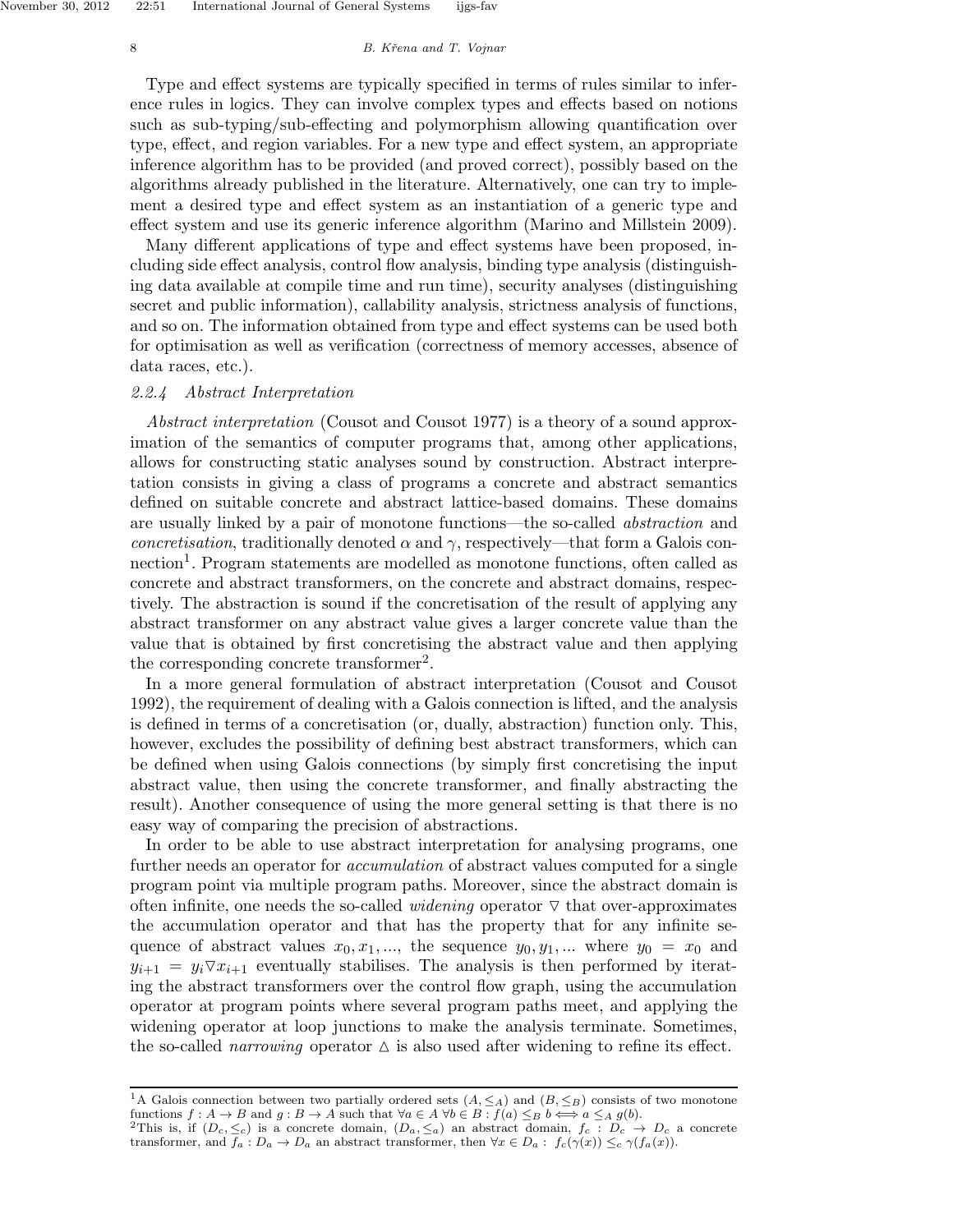Type and effect systems are typically specified in terms of rules similar to inference rules in logics. They can involve complex types and effects based on notions such as sub-typing/sub-effecting and polymorphism allowing quantification over type, effect, and region variables. For a new type and effect system, an appropriate inference algorithm has to be provided (and proved correct), possibly based on the algorithms already published in the literature. Alternatively, one can try to implement a desired type and effect system as an instantiation of a generic type and effect system and use its generic inference algorithm (Marino and Millstein 2009).

Many different applications of type and effect systems have been proposed, including side effect analysis, control flow analysis, binding type analysis (distinguishing data available at compile time and run time), security analyses (distinguishing secret and public information), callability analysis, strictness analysis of functions, and so on. The information obtained from type and effect systems can be used both for optimisation as well as verification (correctness of memory accesses, absence of data races, etc.).

#### *2.2.4 Abstract Interpretation*

*Abstract interpretation* (Cousot and Cousot 1977) is a theory of a sound approximation of the semantics of computer programs that, among other applications, allows for constructing static analyses sound by construction. Abstract interpretation consists in giving a class of programs a concrete and abstract semantics defined on suitable concrete and abstract lattice-based domains. These domains are usually linked by a pair of monotone functions—the so-called *abstraction* and *concretisation*, traditionally denoted $\alpha$ and $\gamma$, respectively—that form a Galois connection[1]. Program statements are modelled as monotone functions, often called as concrete and abstract transformers, on the concrete and abstract domains, respectively. The abstraction is sound if the concretisation of the result of applying any abstract transformer on any abstract value gives a larger concrete value than the value that is obtained by first concretising the abstract value and then applying the corresponding concrete transformer[2].

In a more general formulation of abstract interpretation (Cousot and Cousot 1992), the requirement of dealing with a Galois connection is lifted, and the analysis is defined in terms of a concretisation (or, dually, abstraction) function only. This, however, excludes the possibility of defining best abstract transformers, which can be defined when using Galois connections (by simply first concretising the input abstract value, then using the concrete transformer, and finally abstracting the result). Another consequence of using the more general setting is that there is no easy way of comparing the precision of abstractions.

In order to be able to use abstract interpretation for analysing programs, one further needs an operator for *accumulation* of abstract values computed for a single program point via multiple program paths. Moreover, since the abstract domain is often infinite, one needs the so-called *widening* operator $\nabla$ that over-approximates the accumulation operator and that has the property that for any infinite sequence of abstract values $x_0, x_1, ...$, the sequence $y_0, y_1, ...$ where $y_0 = x_0$ and $y_{i+1} = y_i \nabla x_{i+1}$ eventually stabilises. The analysis is then performed by iterating the abstract transformers over the control flow graph, using the accumulation operator at program points where several program paths meet, and applying the widening operator at loop junctions to make the analysis terminate. Sometimes, the so-called *narrowing* operator $\triangle$ is also used after widening to refine its effect.

---

[1] A Galois connection between two partially ordered sets $(A, \leq_A)$ and $(B, \leq_B)$ consists of two monotone functions $f : A \to B$ and $g : B \to A$ such that $\forall a \in A \; \forall b \in B : f(a) \leq_B b \Longleftrightarrow a \leq_A g(b)$.

[2] This is, if $(D_c, \leq_c)$ is a concrete domain, $(D_a, \leq_a)$ an abstract domain, $f_c : D_c \to D_c$ a concrete transformer, and $f_a : D_a \to D_a$ an abstract transformer, then $\forall x \in D_a : \; f_c(\gamma(x)) \leq_c \gamma(f_a(x))$.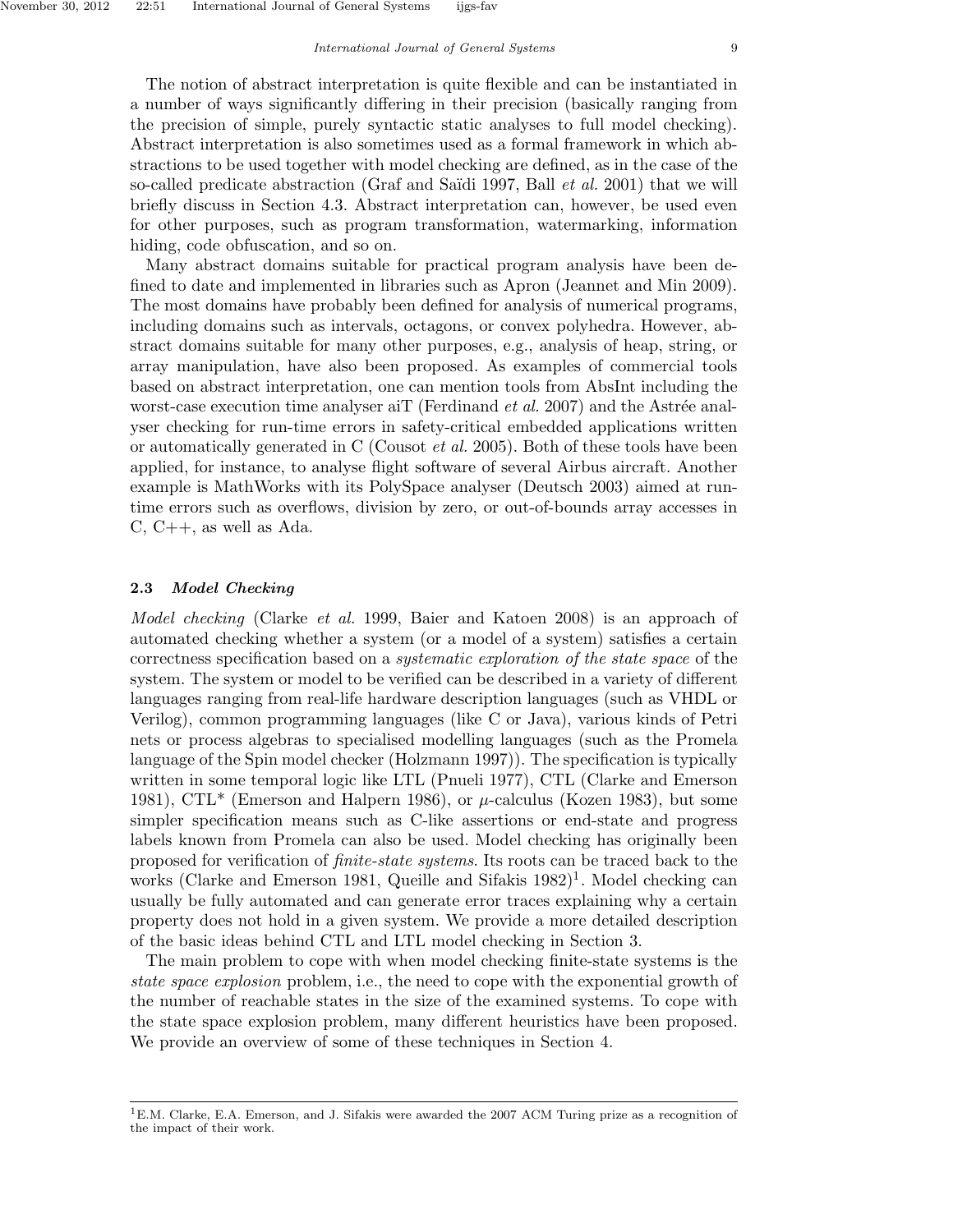The notion of abstract interpretation is quite flexible and can be instantiated in a number of ways significantly differing in their precision (basically ranging from the precision of simple, purely syntactic static analyses to full model checking). Abstract interpretation is also sometimes used as a formal framework in which abstractions to be used together with model checking are defined, as in the case of the so-called predicate abstraction (Graf and Saïdi 1997, Ball *et al.* 2001) that we will briefly discuss in Section 4.3. Abstract interpretation can, however, be used even for other purposes, such as program transformation, watermarking, information hiding, code obfuscation, and so on.

Many abstract domains suitable for practical program analysis have been defined to date and implemented in libraries such as Apron (Jeannet and Min 2009). The most domains have probably been defined for analysis of numerical programs, including domains such as intervals, octagons, or convex polyhedra. However, abstract domains suitable for many other purposes, e.g., analysis of heap, string, or array manipulation, have also been proposed. As examples of commercial tools based on abstract interpretation, one can mention tools from AbsInt including the worst-case execution time analyser aiT (Ferdinand *et al.* 2007) and the Astrée analyser checking for run-time errors in safety-critical embedded applications written or automatically generated in C (Cousot *et al.* 2005). Both of these tools have been applied, for instance, to analyse flight software of several Airbus aircraft. Another example is MathWorks with its PolySpace analyser (Deutsch 2003) aimed at run-time errors such as overflows, division by zero, or out-of-bounds array accesses in C, C++, as well as Ada.

### 2.3 *Model Checking*

*Model checking* (Clarke *et al.* 1999, Baier and Katoen 2008) is an approach of automated checking whether a system (or a model of a system) satisfies a certain correctness specification based on a *systematic exploration of the state space* of the system. The system or model to be verified can be described in a variety of different languages ranging from real-life hardware description languages (such as VHDL or Verilog), common programming languages (like C or Java), various kinds of Petri nets or process algebras to specialised modelling languages (such as the Promela language of the Spin model checker (Holzmann 1997)). The specification is typically written in some temporal logic like LTL (Pnueli 1977), CTL (Clarke and Emerson 1981), CTL* (Emerson and Halpern 1986), or $\mu$-calculus (Kozen 1983), but some simpler specification means such as C-like assertions or end-state and progress labels known from Promela can also be used. Model checking has originally been proposed for verification of *finite-state systems*. Its roots can be traced back to the works (Clarke and Emerson 1981, Queille and Sifakis 1982)[1]. Model checking can usually be fully automated and can generate error traces explaining why a certain property does not hold in a given system. We provide a more detailed description of the basic ideas behind CTL and LTL model checking in Section 3.

The main problem to cope with when model checking finite-state systems is the *state space explosion* problem, i.e., the need to cope with the exponential growth of the number of reachable states in the size of the examined systems. To cope with the state space explosion problem, many different heuristics have been proposed. We provide an overview of some of these techniques in Section 4.

---

[1] E.M. Clarke, E.A. Emerson, and J. Sifakis were awarded the 2007 ACM Turing prize as a recognition of the impact of their work.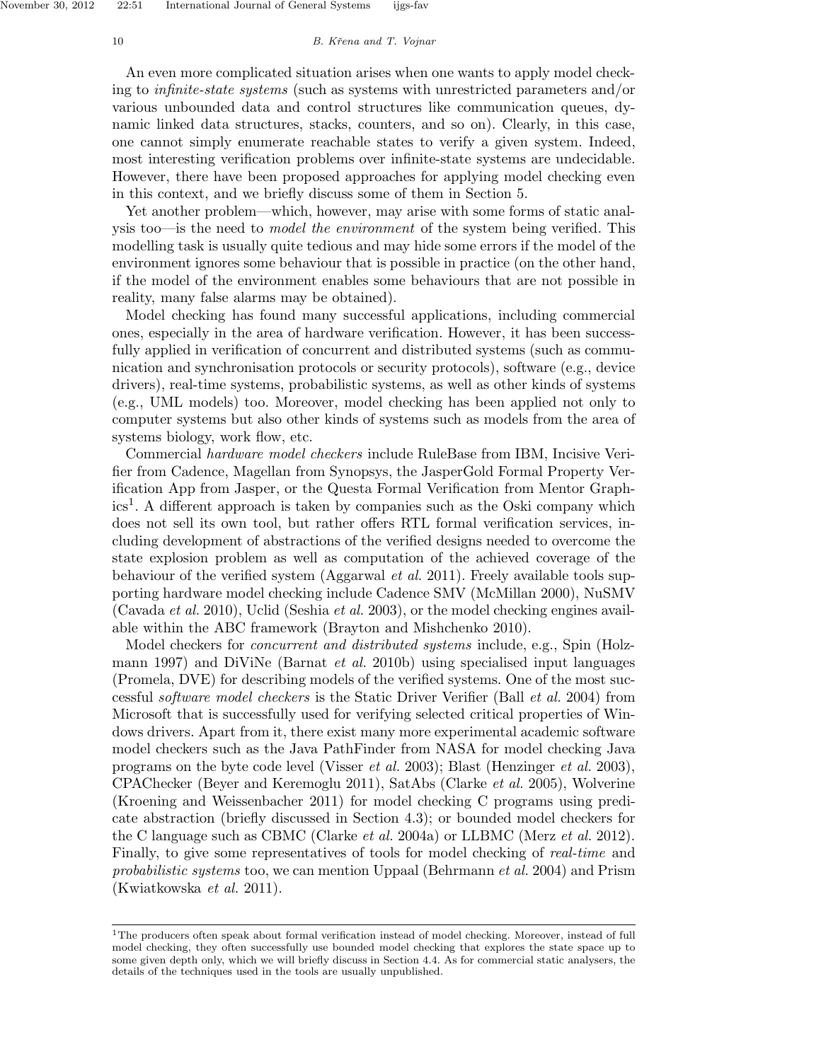An even more complicated situation arises when one wants to apply model checking to *infinite-state systems* (such as systems with unrestricted parameters and/or various unbounded data and control structures like communication queues, dynamic linked data structures, stacks, counters, and so on). Clearly, in this case, one cannot simply enumerate reachable states to verify a given system. Indeed, most interesting verification problems over infinite-state systems are undecidable. However, there have been proposed approaches for applying model checking even in this context, and we briefly discuss some of them in Section 5.

Yet another problem—which, however, may arise with some forms of static analysis too—is the need to *model the environment* of the system being verified. This modelling task is usually quite tedious and may hide some errors if the model of the environment ignores some behaviour that is possible in practice (on the other hand, if the model of the environment enables some behaviours that are not possible in reality, many false alarms may be obtained).

Model checking has found many successful applications, including commercial ones, especially in the area of hardware verification. However, it has been successfully applied in verification of concurrent and distributed systems (such as communication and synchronisation protocols or security protocols), software (e.g., device drivers), real-time systems, probabilistic systems, as well as other kinds of systems (e.g., UML models) too. Moreover, model checking has been applied not only to computer systems but also other kinds of systems such as models from the area of systems biology, work flow, etc.

Commercial *hardware model checkers* include RuleBase from IBM, Incisive Verifier from Cadence, Magellan from Synopsys, the JasperGold Formal Property Verification App from Jasper, or the Questa Formal Verification from Mentor Graphics[1]. A different approach is taken by companies such as the Oski company which does not sell its own tool, but rather offers RTL formal verification services, including development of abstractions of the verified designs needed to overcome the state explosion problem as well as computation of the achieved coverage of the behaviour of the verified system (Aggarwal *et al.* 2011). Freely available tools supporting hardware model checking include Cadence SMV (McMillan 2000), NuSMV (Cavada *et al.* 2010), Uclid (Seshia *et al.* 2003), or the model checking engines available within the ABC framework (Brayton and Mishchenko 2010).

Model checkers for *concurrent and distributed systems* include, e.g., Spin (Holzmann 1997) and DiViNe (Barnat *et al.* 2010b) using specialised input languages (Promela, DVE) for describing models of the verified systems. One of the most successful *software model checkers* is the Static Driver Verifier (Ball *et al.* 2004) from Microsoft that is successfully used for verifying selected critical properties of Windows drivers. Apart from it, there exist many more experimental academic software model checkers such as the Java PathFinder from NASA for model checking Java programs on the byte code level (Visser *et al.* 2003); Blast (Henzinger *et al.* 2003), CPAChecker (Beyer and Keremoglu 2011), SatAbs (Clarke *et al.* 2005), Wolverine (Kroening and Weissenbacher 2011) for model checking C programs using predicate abstraction (briefly discussed in Section 4.3); or bounded model checkers for the C language such as CBMC (Clarke *et al.* 2004a) or LLBMC (Merz *et al.* 2012). Finally, to give some representatives of tools for model checking of *real-time* and *probabilistic systems* too, we can mention Uppaal (Behrmann *et al.* 2004) and Prism (Kwiatkowska *et al.* 2011).

---

[1]The producers often speak about formal verification instead of model checking. Moreover, instead of full model checking, they often successfully use bounded model checking that explores the state space up to some given depth only, which we will briefly discuss in Section 4.4. As for commercial static analysers, the details of the techniques used in the tools are usually unpublished.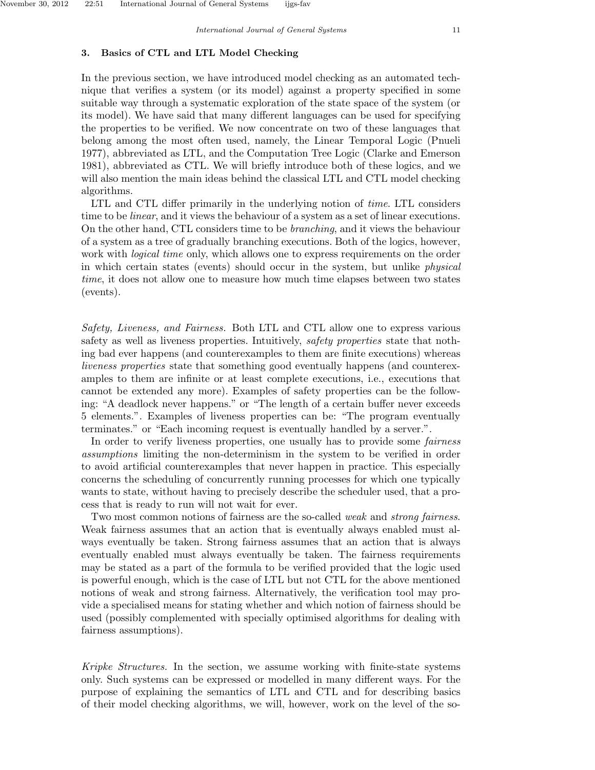## 3. Basics of CTL and LTL Model Checking

In the previous section, we have introduced model checking as an automated technique that verifies a system (or its model) against a property specified in some suitable way through a systematic exploration of the state space of the system (or its model). We have said that many different languages can be used for specifying the properties to be verified. We now concentrate on two of these languages that belong among the most often used, namely, the Linear Temporal Logic (Pnueli 1977), abbreviated as LTL, and the Computation Tree Logic (Clarke and Emerson 1981), abbreviated as CTL. We will briefly introduce both of these logics, and we will also mention the main ideas behind the classical LTL and CTL model checking algorithms.

LTL and CTL differ primarily in the underlying notion of *time*. LTL considers time to be *linear*, and it views the behaviour of a system as a set of linear executions. On the other hand, CTL considers time to be *branching*, and it views the behaviour of a system as a tree of gradually branching executions. Both of the logics, however, work with *logical time* only, which allows one to express requirements on the order in which certain states (events) should occur in the system, but unlike *physical time*, it does not allow one to measure how much time elapses between two states (events).

*Safety, Liveness, and Fairness.* Both LTL and CTL allow one to express various safety as well as liveness properties. Intuitively, *safety properties* state that nothing bad ever happens (and counterexamples to them are finite executions) whereas *liveness properties* state that something good eventually happens (and counterexamples to them are infinite or at least complete executions, i.e., executions that cannot be extended any more). Examples of safety properties can be the following: "A deadlock never happens." or "The length of a certain buffer never exceeds 5 elements.". Examples of liveness properties can be: "The program eventually terminates." or "Each incoming request is eventually handled by a server.".

In order to verify liveness properties, one usually has to provide some *fairness assumptions* limiting the non-determinism in the system to be verified in order to avoid artificial counterexamples that never happen in practice. This especially concerns the scheduling of concurrently running processes for which one typically wants to state, without having to precisely describe the scheduler used, that a process that is ready to run will not wait for ever.

Two most common notions of fairness are the so-called *weak* and *strong fairness*. Weak fairness assumes that an action that is eventually always enabled must always eventually be taken. Strong fairness assumes that an action that is always eventually enabled must always eventually be taken. The fairness requirements may be stated as a part of the formula to be verified provided that the logic used is powerful enough, which is the case of LTL but not CTL for the above mentioned notions of weak and strong fairness. Alternatively, the verification tool may provide a specialised means for stating whether and which notion of fairness should be used (possibly complemented with specially optimised algorithms for dealing with fairness assumptions).

*Kripke Structures.* In the section, we assume working with finite-state systems only. Such systems can be expressed or modelled in many different ways. For the purpose of explaining the semantics of LTL and CTL and for describing basics of their model checking algorithms, we will, however, work on the level of the so-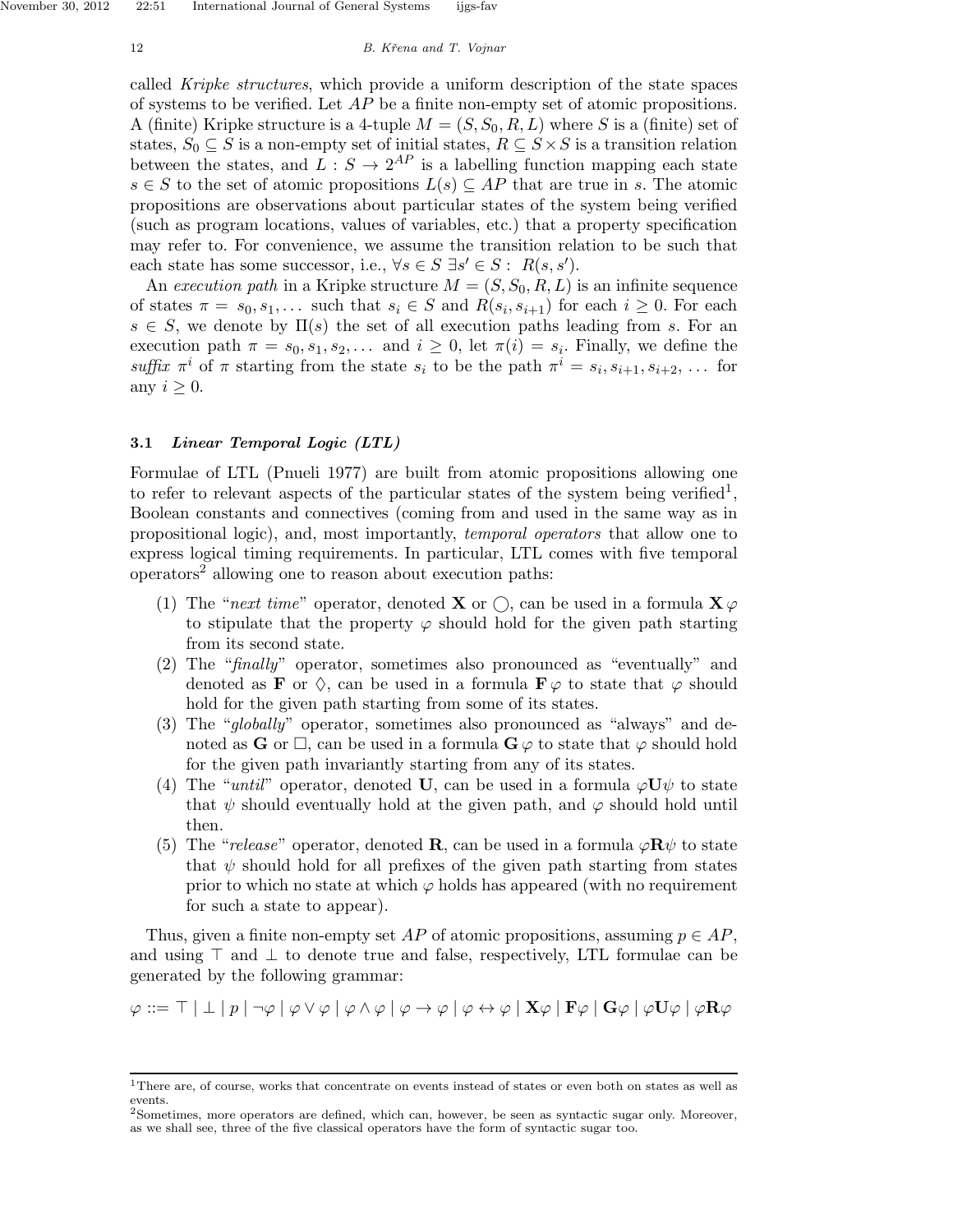called *Kripke structures*, which provide a uniform description of the state spaces of systems to be verified. Let $AP$ be a finite non-empty set of atomic propositions. A (finite) Kripke structure is a 4-tuple $M = (S, S_0, R, L)$ where $S$ is a (finite) set of states, $S_0 \subseteq S$ is a non-empty set of initial states, $R \subseteq S \times S$ is a transition relation between the states, and $L : S \to 2^{AP}$ is a labelling function mapping each state $s \in S$ to the set of atomic propositions $L(s) \subseteq AP$ that are true in $s$. The atomic propositions are observations about particular states of the system being verified (such as program locations, values of variables, etc.) that a property specification may refer to. For convenience, we assume the transition relation to be such that each state has some successor, i.e., $\forall s \in S\ \exists s' \in S : R(s, s')$.

An *execution path* in a Kripke structure $M = (S, S_0, R, L)$ is an infinite sequence of states $\pi = s_0, s_1, \ldots$ such that $s_i \in S$ and $R(s_i, s_{i+1})$ for each $i \geq 0$. For each $s \in S$, we denote by $\Pi(s)$ the set of all execution paths leading from $s$. For an execution path $\pi = s_0, s_1, s_2, \ldots$ and $i \geq 0$, let $\pi(i) = s_i$. Finally, we define the *suffix* $\pi^i$ of $\pi$ starting from the state $s_i$ to be the path $\pi^i = s_i, s_{i+1}, s_{i+2}, \ldots$ for any $i \geq 0$.

### 3.1 *Linear Temporal Logic (LTL)*

Formulae of LTL (Pnueli 1977) are built from atomic propositions allowing one to refer to relevant aspects of the particular states of the system being verified[1], Boolean constants and connectives (coming from and used in the same way as in propositional logic), and, most importantly, *temporal operators* that allow one to express logical timing requirements. In particular, LTL comes with five temporal operators[2] allowing one to reason about execution paths:

1. The "*next time*" operator, denoted $\mathbf{X}$ or $\bigcirc$, can be used in a formula $\mathbf{X}\,\varphi$ to stipulate that the property $\varphi$ should hold for the given path starting from its second state.
2. The "*finally*" operator, sometimes also pronounced as "eventually" and denoted as $\mathbf{F}$ or $\Diamond$, can be used in a formula $\mathbf{F}\,\varphi$ to state that $\varphi$ should hold for the given path starting from some of its states.
3. The "*globally*" operator, sometimes also pronounced as "always" and denoted as $\mathbf{G}$ or $\Box$, can be used in a formula $\mathbf{G}\,\varphi$ to state that $\varphi$ should hold for the given path invariantly starting from any of its states.
4. The "*until*" operator, denoted $\mathbf{U}$, can be used in a formula $\varphi\mathbf{U}\psi$ to state that $\psi$ should eventually hold at the given path, and $\varphi$ should hold until then.
5. The "*release*" operator, denoted $\mathbf{R}$, can be used in a formula $\varphi\mathbf{R}\psi$ to state that $\psi$ should hold for all prefixes of the given path starting from states prior to which no state at which $\varphi$ holds has appeared (with no requirement for such a state to appear).

Thus, given a finite non-empty set $AP$ of atomic propositions, assuming $p \in AP$, and using $\top$ and $\bot$ to denote true and false, respectively, LTL formulae can be generated by the following grammar:

$$\varphi ::= \top \mid \bot \mid p \mid \neg\varphi \mid \varphi \vee \varphi \mid \varphi \wedge \varphi \mid \varphi \to \varphi \mid \varphi \leftrightarrow \varphi \mid \mathbf{X}\varphi \mid \mathbf{F}\varphi \mid \mathbf{G}\varphi \mid \varphi\mathbf{U}\varphi \mid \varphi\mathbf{R}\varphi$$

---

[1] There are, of course, works that concentrate on events instead of states or even both on states as well as events.

[2] Sometimes, more operators are defined, which can, however, be seen as syntactic sugar only. Moreover, as we shall see, three of the five classical operators have the form of syntactic sugar too.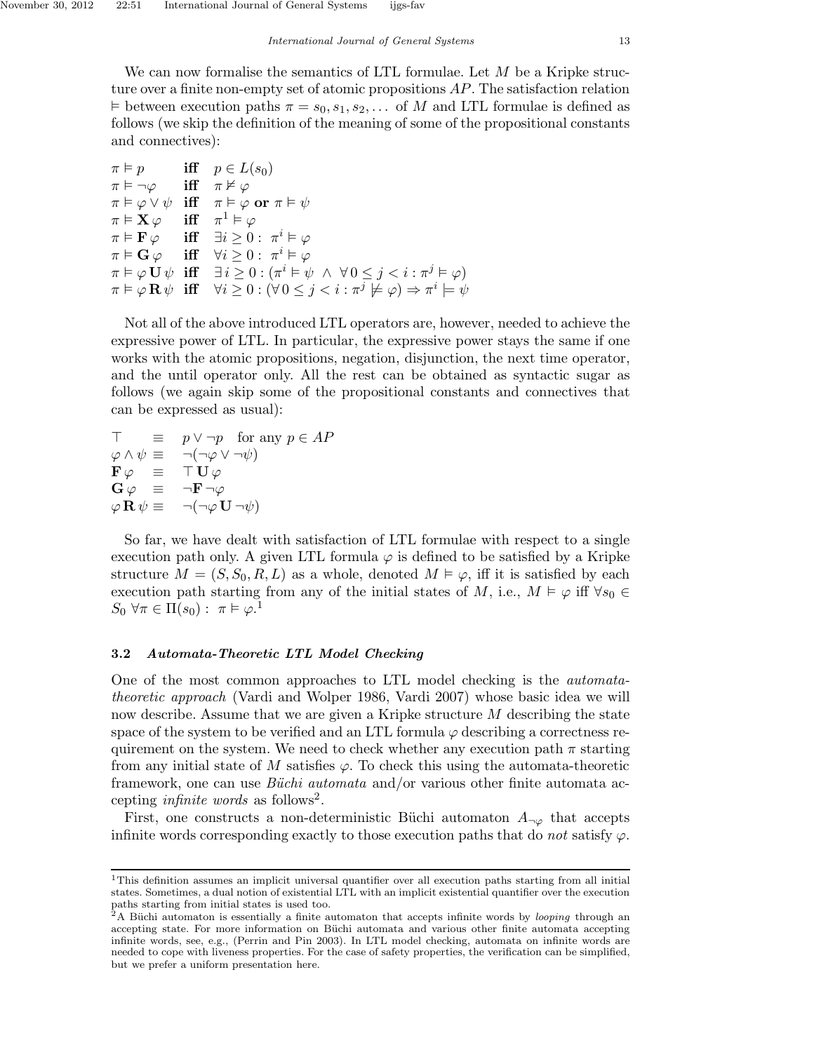We can now formalise the semantics of LTL formulae. Let $M$ be a Kripke structure over a finite non-empty set of atomic propositions $AP$. The satisfaction relation $\models$ between execution paths $\pi = s_0, s_1, s_2, \ldots$ of $M$ and LTL formulae is defined as follows (we skip the definition of the meaning of some of the propositional constants and connectives):

$$
\begin{array}{lll}
\pi \models p & \textbf{iff} & p \in L(s_0) \\
\pi \models \neg\varphi & \textbf{iff} & \pi \not\models \varphi \\
\pi \models \varphi \vee \psi & \textbf{iff} & \pi \models \varphi \textbf{ or } \pi \models \psi \\
\pi \models \mathbf{X}\,\varphi & \textbf{iff} & \pi^1 \models \varphi \\
\pi \models \mathbf{F}\,\varphi & \textbf{iff} & \exists i \geq 0 : \ \pi^i \models \varphi \\
\pi \models \mathbf{G}\,\varphi & \textbf{iff} & \forall i \geq 0 : \ \pi^i \models \varphi \\
\pi \models \varphi\,\mathbf{U}\,\psi & \textbf{iff} & \exists\, i \geq 0 : (\pi^i \models \psi \ \wedge \ \forall\, 0 \leq j < i : \pi^j \models \varphi) \\
\pi \models \varphi\,\mathbf{R}\,\psi & \textbf{iff} & \forall i \geq 0 : (\forall\, 0 \leq j < i : \pi^j \not\models \varphi) \Rightarrow \pi^i \models \psi
\end{array}
$$

Not all of the above introduced LTL operators are, however, needed to achieve the expressive power of LTL. In particular, the expressive power stays the same if one works with the atomic propositions, negation, disjunction, the next time operator, and the until operator only. All the rest can be obtained as syntactic sugar as follows (we again skip some of the propositional constants and connectives that can be expressed as usual):

$$
\begin{array}{lll}
\top & \equiv & p \vee \neg p \quad \text{for any } p \in AP \\
\varphi \wedge \psi & \equiv & \neg(\neg\varphi \vee \neg\psi) \\
\mathbf{F}\,\varphi & \equiv & \top\,\mathbf{U}\,\varphi \\
\mathbf{G}\,\varphi & \equiv & \neg\mathbf{F}\,\neg\varphi \\
\varphi\,\mathbf{R}\,\psi & \equiv & \neg(\neg\varphi\,\mathbf{U}\,\neg\psi)
\end{array}
$$

So far, we have dealt with satisfaction of LTL formulae with respect to a single execution path only. A given LTL formula $\varphi$ is defined to be satisfied by a Kripke structure $M = (S, S_0, R, L)$ as a whole, denoted $M \models \varphi$, iff it is satisfied by each execution path starting from any of the initial states of $M$, i.e., $M \models \varphi$ iff $\forall s_0 \in S_0\ \forall \pi \in \Pi(s_0) : \ \pi \models \varphi$.[1]

### 3.2 *Automata-Theoretic LTL Model Checking*

One of the most common approaches to LTL model checking is the *automata-theoretic approach* (Vardi and Wolper 1986, Vardi 2007) whose basic idea we will now describe. Assume that we are given a Kripke structure $M$ describing the state space of the system to be verified and an LTL formula $\varphi$ describing a correctness requirement on the system. We need to check whether any execution path $\pi$ starting from any initial state of $M$ satisfies $\varphi$. To check this using the automata-theoretic framework, one can use *Büchi automata* and/or various other finite automata accepting *infinite words* as follows[2].

First, one constructs a non-deterministic Büchi automaton $A_{\neg\varphi}$ that accepts infinite words corresponding exactly to those execution paths that do *not* satisfy $\varphi$.

---

[1] This definition assumes an implicit universal quantifier over all execution paths starting from all initial states. Sometimes, a dual notion of existential LTL with an implicit existential quantifier over the execution paths starting from initial states is used too.

[2] A Büchi automaton is essentially a finite automaton that accepts infinite words by *looping* through an accepting state. For more information on Büchi automata and various other finite automata accepting infinite words, see, e.g., (Perrin and Pin 2003). In LTL model checking, automata on infinite words are needed to cope with liveness properties. For the case of safety properties, the verification can be simplified, but we prefer a uniform presentation here.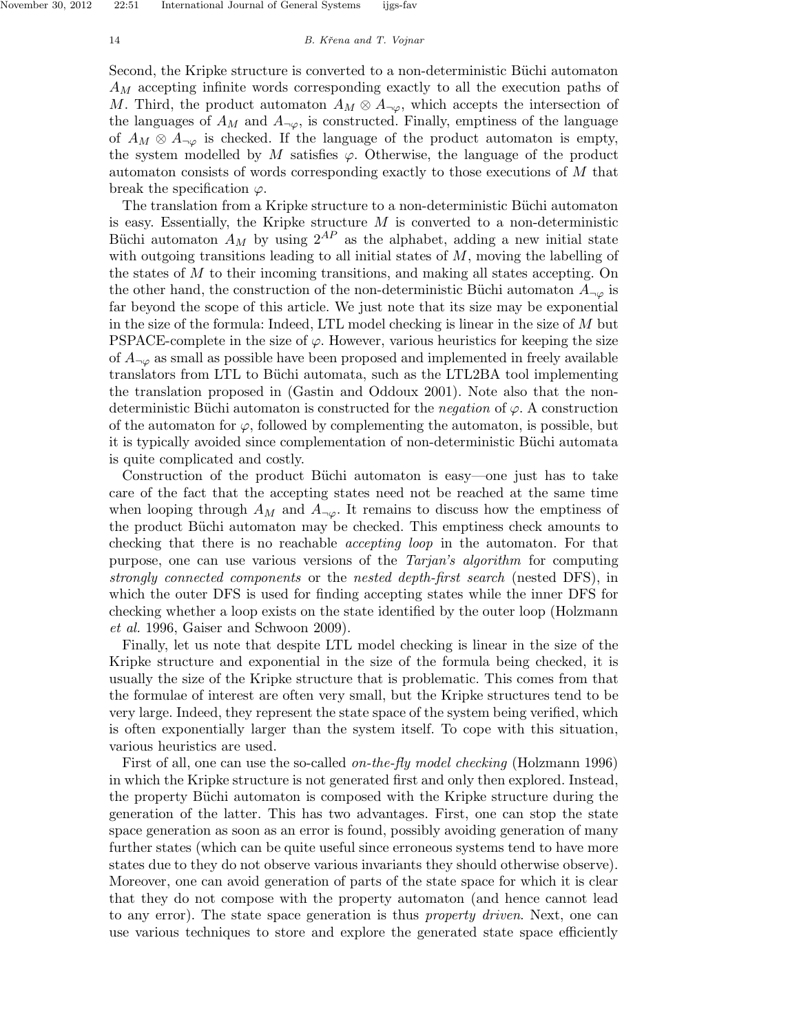Second, the Kripke structure is converted to a non-deterministic Büchi automaton $A_M$ accepting infinite words corresponding exactly to all the execution paths of $M$. Third, the product automaton $A_M \otimes A_{\neg\varphi}$, which accepts the intersection of the languages of $A_M$ and $A_{\neg\varphi}$, is constructed. Finally, emptiness of the language of $A_M \otimes A_{\neg\varphi}$ is checked. If the language of the product automaton is empty, the system modelled by $M$ satisfies $\varphi$. Otherwise, the language of the product automaton consists of words corresponding exactly to those executions of $M$ that break the specification $\varphi$.

The translation from a Kripke structure to a non-deterministic Büchi automaton is easy. Essentially, the Kripke structure $M$ is converted to a non-deterministic Büchi automaton $A_M$ by using $2^{AP}$ as the alphabet, adding a new initial state with outgoing transitions leading to all initial states of $M$, moving the labelling of the states of $M$ to their incoming transitions, and making all states accepting. On the other hand, the construction of the non-deterministic Büchi automaton $A_{\neg\varphi}$ is far beyond the scope of this article. We just note that its size may be exponential in the size of the formula: Indeed, LTL model checking is linear in the size of $M$ but PSPACE-complete in the size of $\varphi$. However, various heuristics for keeping the size of $A_{\neg\varphi}$ as small as possible have been proposed and implemented in freely available translators from LTL to Büchi automata, such as the LTL2BA tool implementing the translation proposed in (Gastin and Oddoux 2001). Note also that the non-deterministic Büchi automaton is constructed for the *negation* of $\varphi$. A construction of the automaton for $\varphi$, followed by complementing the automaton, is possible, but it is typically avoided since complementation of non-deterministic Büchi automata is quite complicated and costly.

Construction of the product Büchi automaton is easy—one just has to take care of the fact that the accepting states need not be reached at the same time when looping through $A_M$ and $A_{\neg\varphi}$. It remains to discuss how the emptiness of the product Büchi automaton may be checked. This emptiness check amounts to checking that there is no reachable *accepting loop* in the automaton. For that purpose, one can use various versions of the *Tarjan's algorithm* for computing *strongly connected components* or the *nested depth-first search* (nested DFS), in which the outer DFS is used for finding accepting states while the inner DFS for checking whether a loop exists on the state identified by the outer loop (Holzmann *et al.* 1996, Gaiser and Schwoon 2009).

Finally, let us note that despite LTL model checking is linear in the size of the Kripke structure and exponential in the size of the formula being checked, it is usually the size of the Kripke structure that is problematic. This comes from that the formulae of interest are often very small, but the Kripke structures tend to be very large. Indeed, they represent the state space of the system being verified, which is often exponentially larger than the system itself. To cope with this situation, various heuristics are used.

First of all, one can use the so-called *on-the-fly model checking* (Holzmann 1996) in which the Kripke structure is not generated first and only then explored. Instead, the property Büchi automaton is composed with the Kripke structure during the generation of the latter. This has two advantages. First, one can stop the state space generation as soon as an error is found, possibly avoiding generation of many further states (which can be quite useful since erroneous systems tend to have more states due to they do not observe various invariants they should otherwise observe). Moreover, one can avoid generation of parts of the state space for which it is clear that they do not compose with the property automaton (and hence cannot lead to any error). The state space generation is thus *property driven*. Next, one can use various techniques to store and explore the generated state space efficiently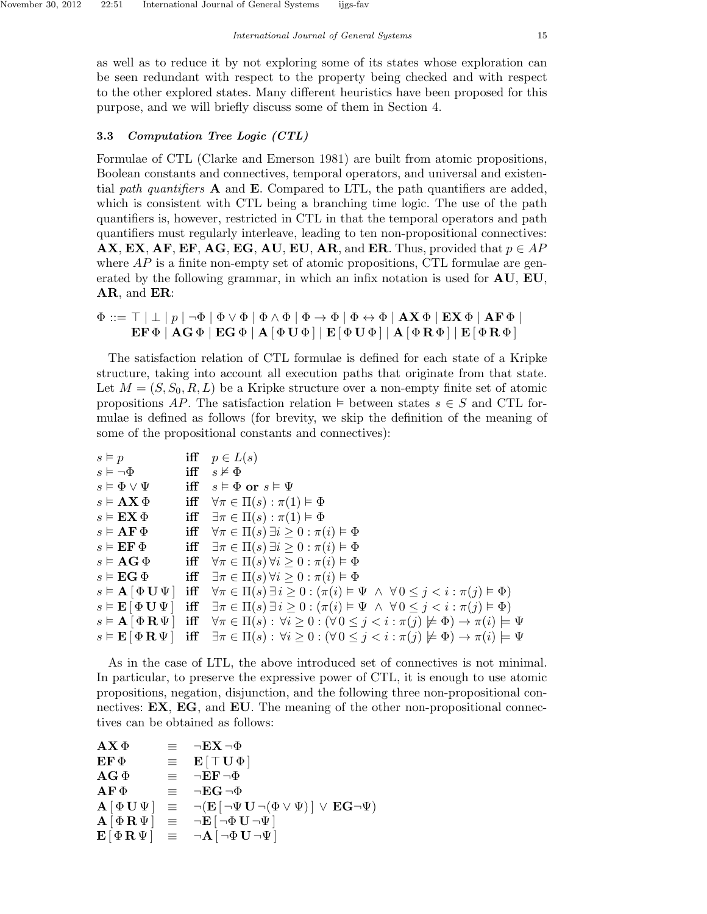as well as to reduce it by not exploring some of its states whose exploration can be seen redundant with respect to the property being checked and with respect to the other explored states. Many different heuristics have been proposed for this purpose, and we will briefly discuss some of them in Section 4.

### 3.3 *Computation Tree Logic (CTL)*

Formulae of CTL (Clarke and Emerson 1981) are built from atomic propositions, Boolean constants and connectives, temporal operators, and universal and existential *path quantifiers* **A** and **E**. Compared to LTL, the path quantifiers are added, which is consistent with CTL being a branching time logic. The use of the path quantifiers is, however, restricted in CTL in that the temporal operators and path quantifiers must regularly interleave, leading to ten non-propositional connectives: **AX**, **EX**, **AF**, **EF**, **AG**, **EG**, **AU**, **EU**, **AR**, and **ER**. Thus, provided that $p \in AP$ where $AP$ is a finite non-empty set of atomic propositions, CTL formulae are generated by the following grammar, in which an infix notation is used for **AU**, **EU**, **AR**, and **ER**:

$$\begin{aligned}\Phi ::= \top \mid \bot \mid p \mid \neg\Phi \mid \Phi \vee \Phi \mid \Phi \wedge \Phi \mid \Phi \rightarrow \Phi \mid \Phi \leftrightarrow \Phi \mid \mathbf{AX}\,\Phi \mid \mathbf{EX}\,\Phi \mid \mathbf{AF}\,\Phi \mid \\ \mathbf{EF}\,\Phi \mid \mathbf{AG}\,\Phi \mid \mathbf{EG}\,\Phi \mid \mathbf{A}\,[\,\Phi\,\mathbf{U}\,\Phi\,] \mid \mathbf{E}\,[\,\Phi\,\mathbf{U}\,\Phi\,] \mid \mathbf{A}\,[\,\Phi\,\mathbf{R}\,\Phi\,] \mid \mathbf{E}\,[\,\Phi\,\mathbf{R}\,\Phi\,]\end{aligned}$$

The satisfaction relation of CTL formulae is defined for each state of a Kripke structure, taking into account all execution paths that originate from that state. Let $M = (S, S_0, R, L)$ be a Kripke structure over a non-empty finite set of atomic propositions $AP$. The satisfaction relation $\vDash$ between states $s \in S$ and CTL formulae is defined as follows (for brevity, we skip the definition of the meaning of some of the propositional constants and connectives):

$$\begin{array}{lll}
s \vDash p & \textbf{iff} & p \in L(s) \\
s \vDash \neg\Phi & \textbf{iff} & s \nvDash \Phi \\
s \vDash \Phi \vee \Psi & \textbf{iff} & s \vDash \Phi \ \textbf{or}\ s \vDash \Psi \\
s \vDash \mathbf{AX}\,\Phi & \textbf{iff} & \forall \pi \in \Pi(s) : \pi(1) \vDash \Phi \\
s \vDash \mathbf{EX}\,\Phi & \textbf{iff} & \exists \pi \in \Pi(s) : \pi(1) \vDash \Phi \\
s \vDash \mathbf{AF}\,\Phi & \textbf{iff} & \forall \pi \in \Pi(s)\, \exists i \geq 0 : \pi(i) \vDash \Phi \\
s \vDash \mathbf{EF}\,\Phi & \textbf{iff} & \exists \pi \in \Pi(s)\, \exists i \geq 0 : \pi(i) \vDash \Phi \\
s \vDash \mathbf{AG}\,\Phi & \textbf{iff} & \forall \pi \in \Pi(s)\, \forall i \geq 0 : \pi(i) \vDash \Phi \\
s \vDash \mathbf{EG}\,\Phi & \textbf{iff} & \exists \pi \in \Pi(s)\, \forall i \geq 0 : \pi(i) \vDash \Phi \\
s \vDash \mathbf{A}\,[\,\Phi\,\mathbf{U}\,\Psi\,] & \textbf{iff} & \forall \pi \in \Pi(s)\, \exists\, i \geq 0 : (\pi(i) \vDash \Psi \ \wedge\ \forall\, 0 \leq j < i : \pi(j) \vDash \Phi) \\
s \vDash \mathbf{E}\,[\,\Phi\,\mathbf{U}\,\Psi\,] & \textbf{iff} & \exists \pi \in \Pi(s)\, \exists\, i \geq 0 : (\pi(i) \vDash \Psi \ \wedge\ \forall\, 0 \leq j < i : \pi(j) \vDash \Phi) \\
s \vDash \mathbf{A}\,[\,\Phi\,\mathbf{R}\,\Psi\,] & \textbf{iff} & \forall \pi \in \Pi(s) :\ \forall i \geq 0 : (\forall\, 0 \leq j < i : \pi(j) \nvDash \Phi) \rightarrow \pi(i) \models \Psi \\
s \vDash \mathbf{E}\,[\,\Phi\,\mathbf{R}\,\Psi\,] & \textbf{iff} & \exists \pi \in \Pi(s) :\ \forall i \geq 0 : (\forall\, 0 \leq j < i : \pi(j) \nvDash \Phi) \rightarrow \pi(i) \models \Psi
\end{array}$$

As in the case of LTL, the above introduced set of connectives is not minimal. In particular, to preserve the expressive power of CTL, it is enough to use atomic propositions, negation, disjunction, and the following three non-propositional connectives: **EX**, **EG**, and **EU**. The meaning of the other non-propositional connectives can be obtained as follows:

$$\begin{array}{lll}
\mathbf{AX}\,\Phi & \equiv & \neg\mathbf{EX}\,\neg\Phi \\
\mathbf{EF}\,\Phi & \equiv & \mathbf{E}\,[\,\top\,\mathbf{U}\,\Phi\,] \\
\mathbf{AG}\,\Phi & \equiv & \neg\mathbf{EF}\,\neg\Phi \\
\mathbf{AF}\,\Phi & \equiv & \neg\mathbf{EG}\,\neg\Phi \\
\mathbf{A}\,[\,\Phi\,\mathbf{U}\,\Psi\,] & \equiv & \neg(\mathbf{E}\,[\,\neg\Psi\,\mathbf{U}\,\neg(\Phi \vee \Psi)\,] \ \vee\ \mathbf{EG}\neg\Psi) \\
\mathbf{A}\,[\,\Phi\,\mathbf{R}\,\Psi\,] & \equiv & \neg\mathbf{E}\,[\,\neg\Phi\,\mathbf{U}\,\neg\Psi\,] \\
\mathbf{E}\,[\,\Phi\,\mathbf{R}\,\Psi\,] & \equiv & \neg\mathbf{A}\,[\,\neg\Phi\,\mathbf{U}\,\neg\Psi\,]
\end{array}$$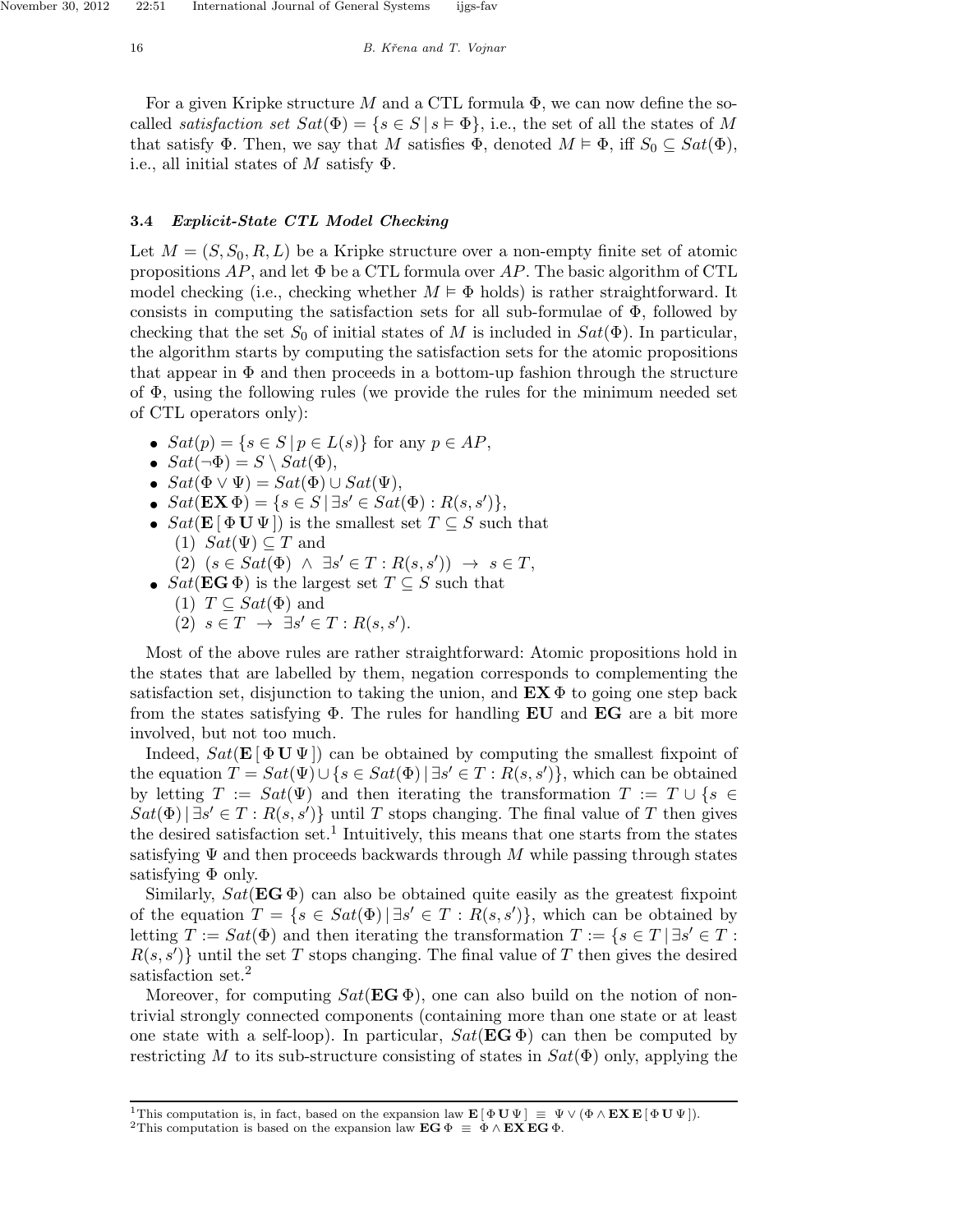For a given Kripke structure $M$ and a CTL formula $\Phi$, we can now define the so-called *satisfaction set* $Sat(\Phi) = \{s \in S \mid s \models \Phi\}$, i.e., the set of all the states of $M$ that satisfy $\Phi$. Then, we say that $M$ satisfies $\Phi$, denoted $M \models \Phi$, iff $S_0 \subseteq Sat(\Phi)$, i.e., all initial states of $M$ satisfy $\Phi$.

### 3.4 *Explicit-State CTL Model Checking*

Let $M = (S, S_0, R, L)$ be a Kripke structure over a non-empty finite set of atomic propositions $AP$, and let $\Phi$ be a CTL formula over $AP$. The basic algorithm of CTL model checking (i.e., checking whether $M \models \Phi$ holds) is rather straightforward. It consists in computing the satisfaction sets for all sub-formulae of $\Phi$, followed by checking that the set $S_0$ of initial states of $M$ is included in $Sat(\Phi)$. In particular, the algorithm starts by computing the satisfaction sets for the atomic propositions that appear in $\Phi$ and then proceeds in a bottom-up fashion through the structure of $\Phi$, using the following rules (we provide the rules for the minimum needed set of CTL operators only):

- $Sat(p) = \{s \in S \mid p \in L(s)\}$ for any $p \in AP$,
- $Sat(\neg\Phi) = S \setminus Sat(\Phi)$,
- $Sat(\Phi \vee \Psi) = Sat(\Phi) \cup Sat(\Psi)$,
- $Sat(\mathbf{EX}\,\Phi) = \{s \in S \mid \exists s' \in Sat(\Phi) : R(s, s')\}$,
- $Sat(\mathbf{E}\,[\,\Phi\,\mathbf{U}\,\Psi\,])$ is the smallest set $T \subseteq S$ such that
  (1) $Sat(\Psi) \subseteq T$ and
  (2) $(s \in Sat(\Phi) \;\wedge\; \exists s' \in T : R(s, s')) \;\rightarrow\; s \in T$,
- $Sat(\mathbf{EG}\,\Phi)$ is the largest set $T \subseteq S$ such that
  (1) $T \subseteq Sat(\Phi)$ and
  (2) $s \in T \;\rightarrow\; \exists s' \in T : R(s, s')$.

Most of the above rules are rather straightforward: Atomic propositions hold in the states that are labelled by them, negation corresponds to complementing the satisfaction set, disjunction to taking the union, and $\mathbf{EX}\,\Phi$ to going one step back from the states satisfying $\Phi$. The rules for handling $\mathbf{EU}$ and $\mathbf{EG}$ are a bit more involved, but not too much.

Indeed, $Sat(\mathbf{E}\,[\,\Phi\,\mathbf{U}\,\Psi\,])$ can be obtained by computing the smallest fixpoint of the equation $T = Sat(\Psi) \cup \{s \in Sat(\Phi) \mid \exists s' \in T : R(s, s')\}$, which can be obtained by letting $T := Sat(\Psi)$ and then iterating the transformation $T := T \cup \{s \in Sat(\Phi) \mid \exists s' \in T : R(s, s')\}$ until $T$ stops changing. The final value of $T$ then gives the desired satisfaction set.[1] Intuitively, this means that one starts from the states satisfying $\Psi$ and then proceeds backwards through $M$ while passing through states satisfying $\Phi$ only.

Similarly, $Sat(\mathbf{EG}\,\Phi)$ can also be obtained quite easily as the greatest fixpoint of the equation $T = \{s \in Sat(\Phi) \mid \exists s' \in T : R(s, s')\}$, which can be obtained by letting $T := Sat(\Phi)$ and then iterating the transformation $T := \{s \in T \mid \exists s' \in T : R(s, s')\}$ until the set $T$ stops changing. The final value of $T$ then gives the desired satisfaction set.[2]

Moreover, for computing $Sat(\mathbf{EG}\,\Phi)$, one can also build on the notion of non-trivial strongly connected components (containing more than one state or at least one state with a self-loop). In particular, $Sat(\mathbf{EG}\,\Phi)$ can then be computed by restricting $M$ to its sub-structure consisting of states in $Sat(\Phi)$ only, applying the

---

[1] This computation is, in fact, based on the expansion law $\mathbf{E}\,[\,\Phi\,\mathbf{U}\,\Psi\,] \;\equiv\; \Psi \vee (\Phi \wedge \mathbf{EX}\,\mathbf{E}\,[\,\Phi\,\mathbf{U}\,\Psi\,])$.

[2] This computation is based on the expansion law $\mathbf{EG}\,\Phi \;\equiv\; \Phi \wedge \mathbf{EX}\,\mathbf{EG}\,\Phi$.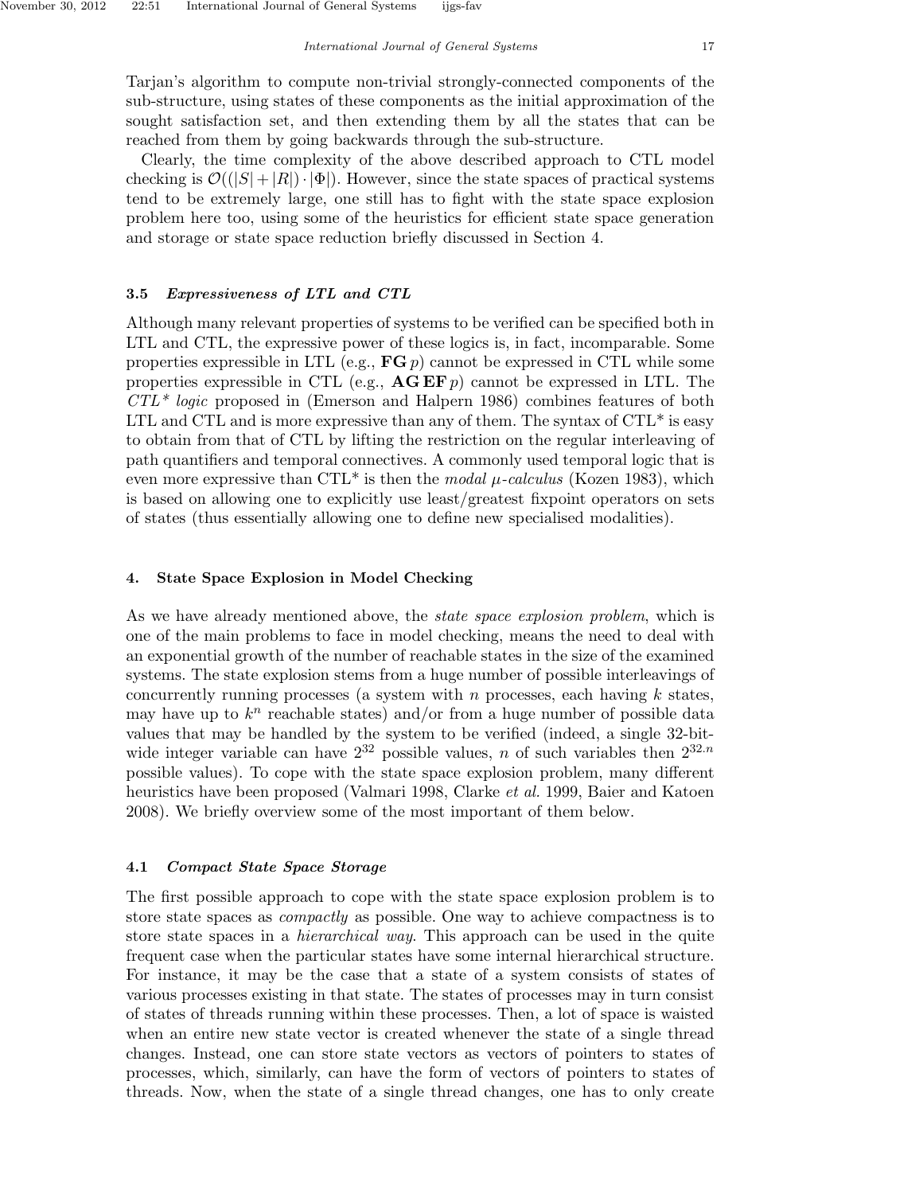Tarjan's algorithm to compute non-trivial strongly-connected components of the sub-structure, using states of these components as the initial approximation of the sought satisfaction set, and then extending them by all the states that can be reached from them by going backwards through the sub-structure.

Clearly, the time complexity of the above described approach to CTL model checking is $\mathcal{O}((|S| + |R|) \cdot |\Phi|)$. However, since the state spaces of practical systems tend to be extremely large, one still has to fight with the state space explosion problem here too, using some of the heuristics for efficient state space generation and storage or state space reduction briefly discussed in Section 4.

### 3.5 *Expressiveness of LTL and CTL*

Although many relevant properties of systems to be verified can be specified both in LTL and CTL, the expressive power of these logics is, in fact, incomparable. Some properties expressible in LTL (e.g., $\mathbf{FG}\, p$) cannot be expressed in CTL while some properties expressible in CTL (e.g., $\mathbf{AG}\,\mathbf{EF}\, p$) cannot be expressed in LTL. The *CTL\* logic* proposed in (Emerson and Halpern 1986) combines features of both LTL and CTL and is more expressive than any of them. The syntax of CTL* is easy to obtain from that of CTL by lifting the restriction on the regular interleaving of path quantifiers and temporal connectives. A commonly used temporal logic that is even more expressive than CTL* is then the *modal μ-calculus* (Kozen 1983), which is based on allowing one to explicitly use least/greatest fixpoint operators on sets of states (thus essentially allowing one to define new specialised modalities).

## 4. State Space Explosion in Model Checking

As we have already mentioned above, the *state space explosion problem*, which is one of the main problems to face in model checking, means the need to deal with an exponential growth of the number of reachable states in the size of the examined systems. The state explosion stems from a huge number of possible interleavings of concurrently running processes (a system with $n$ processes, each having $k$ states, may have up to $k^n$ reachable states) and/or from a huge number of possible data values that may be handled by the system to be verified (indeed, a single 32-bit-wide integer variable can have $2^{32}$ possible values, $n$ of such variables then $2^{32.n}$ possible values). To cope with the state space explosion problem, many different heuristics have been proposed (Valmari 1998, Clarke *et al.* 1999, Baier and Katoen 2008). We briefly overview some of the most important of them below.

### 4.1 *Compact State Space Storage*

The first possible approach to cope with the state space explosion problem is to store state spaces as *compactly* as possible. One way to achieve compactness is to store state spaces in a *hierarchical way*. This approach can be used in the quite frequent case when the particular states have some internal hierarchical structure. For instance, it may be the case that a state of a system consists of states of various processes existing in that state. The states of processes may in turn consist of states of threads running within these processes. Then, a lot of space is waisted when an entire new state vector is created whenever the state of a single thread changes. Instead, one can store state vectors as vectors of pointers to states of processes, which, similarly, can have the form of vectors of pointers to states of threads. Now, when the state of a single thread changes, one has to only create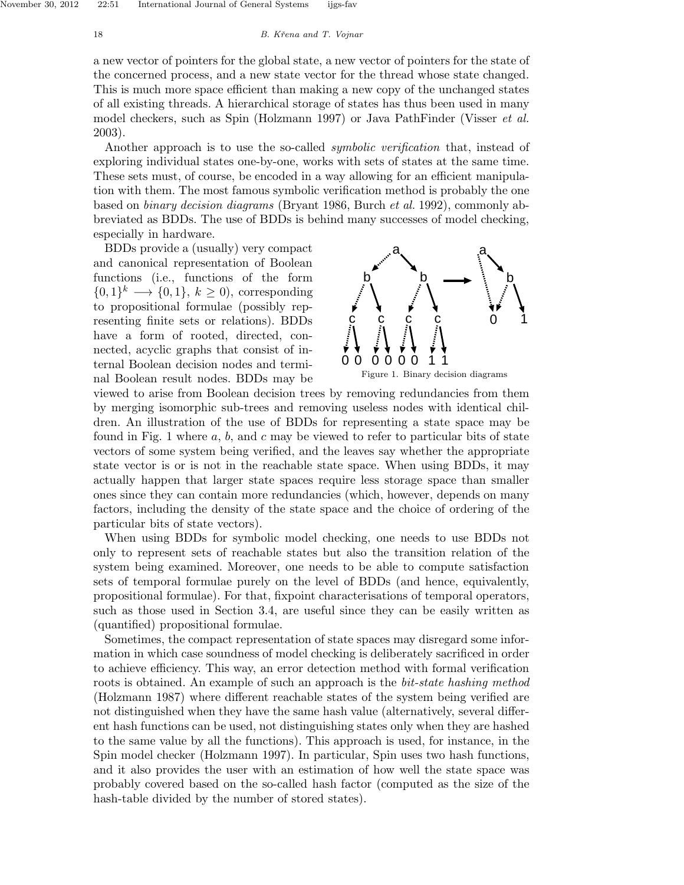a new vector of pointers for the global state, a new vector of pointers for the state of the concerned process, and a new state vector for the thread whose state changed. This is much more space efficient than making a new copy of the unchanged states of all existing threads. A hierarchical storage of states has thus been used in many model checkers, such as Spin (Holzmann 1997) or Java PathFinder (Visser *et al.* 2003).

Another approach is to use the so-called *symbolic verification* that, instead of exploring individual states one-by-one, works with sets of states at the same time. These sets must, of course, be encoded in a way allowing for an efficient manipulation with them. The most famous symbolic verification method is probably the one based on *binary decision diagrams* (Bryant 1986, Burch *et al.* 1992), commonly abbreviated as BDDs. The use of BDDs is behind many successes of model checking, especially in hardware.

BDDs provide a (usually) very compact and canonical representation of Boolean functions (i.e., functions of the form $\{0,1\}^k \longrightarrow \{0,1\}$, $k \geq 0$), corresponding to propositional formulae (possibly representing finite sets or relations). BDDs have a form of rooted, directed, connected, acyclic graphs that consist of internal Boolean decision nodes and terminal Boolean result nodes. BDDs may be viewed to arise from Boolean decision trees by removing redundancies from them by merging isomorphic sub-trees and removing useless nodes with identical children. An illustration of the use of BDDs for representing a state space may be found in Fig. 1 where $a$, $b$, and $c$ may be viewed to refer to particular bits of state vectors of some system being verified, and the leaves say whether the appropriate state vector is or is not in the reachable state space. When using BDDs, it may actually happen that larger state spaces require less storage space than smaller ones since they can contain more redundancies (which, however, depends on many factors, including the density of the state space and the choice of ordering of the particular bits of state vectors).

Figure 1. Binary decision diagrams

When using BDDs for symbolic model checking, one needs to use BDDs not only to represent sets of reachable states but also the transition relation of the system being examined. Moreover, one needs to be able to compute satisfaction sets of temporal formulae purely on the level of BDDs (and hence, equivalently, propositional formulae). For that, fixpoint characterisations of temporal operators, such as those used in Section 3.4, are useful since they can be easily written as (quantified) propositional formulae.

Sometimes, the compact representation of state spaces may disregard some information in which case soundness of model checking is deliberately sacrificed in order to achieve efficiency. This way, an error detection method with formal verification roots is obtained. An example of such an approach is the *bit-state hashing method* (Holzmann 1987) where different reachable states of the system being verified are not distinguished when they have the same hash value (alternatively, several different hash functions can be used, not distinguishing states only when they are hashed to the same value by all the functions). This approach is used, for instance, in the Spin model checker (Holzmann 1997). In particular, Spin uses two hash functions, and it also provides the user with an estimation of how well the state space was probably covered based on the so-called hash factor (computed as the size of the hash-table divided by the number of stored states).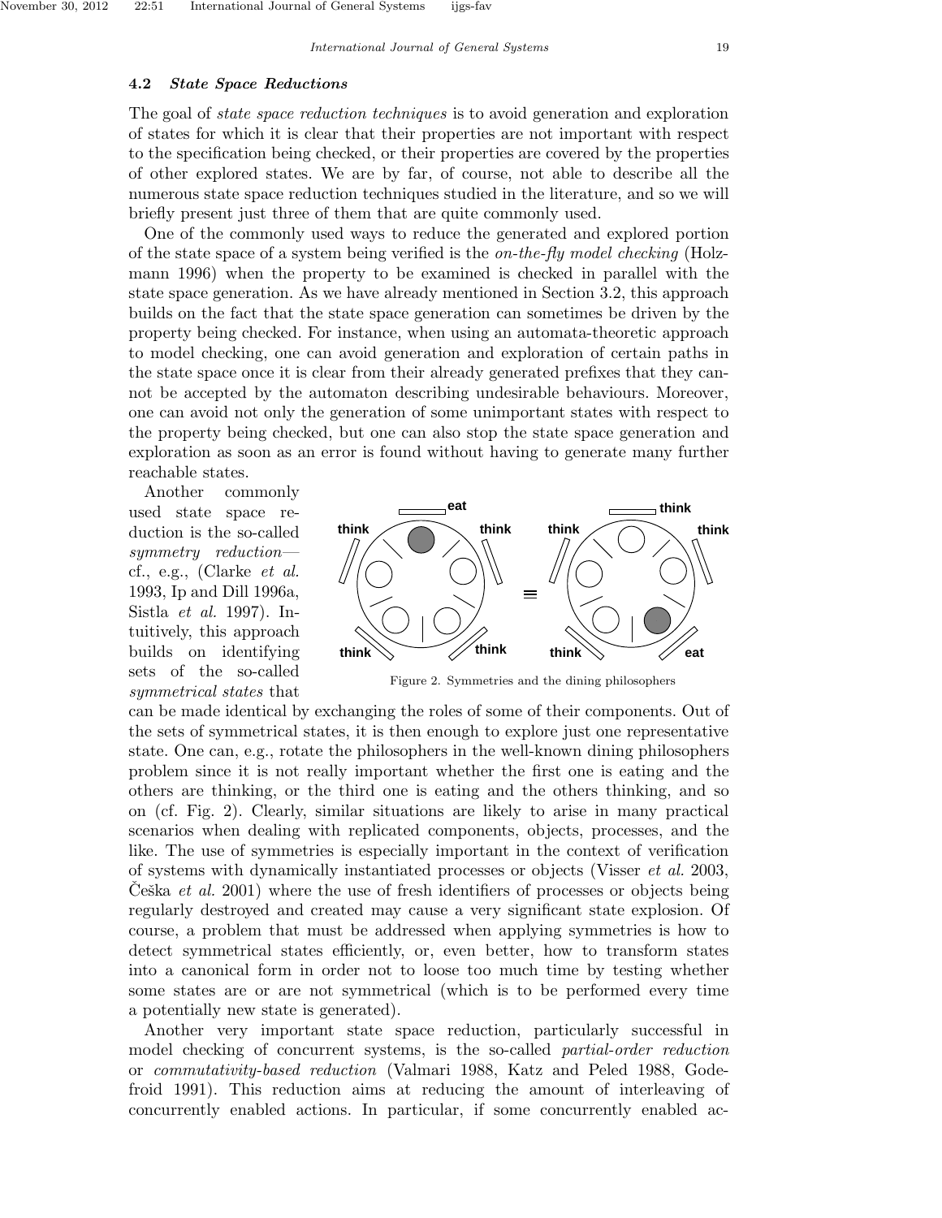### 4.2 *State Space Reductions*

The goal of *state space reduction techniques* is to avoid generation and exploration of states for which it is clear that their properties are not important with respect to the specification being checked, or their properties are covered by the properties of other explored states. We are by far, of course, not able to describe all the numerous state space reduction techniques studied in the literature, and so we will briefly present just three of them that are quite commonly used.

One of the commonly used ways to reduce the generated and explored portion of the state space of a system being verified is the *on-the-fly model checking* (Holzmann 1996) when the property to be examined is checked in parallel with the state space generation. As we have already mentioned in Section 3.2, this approach builds on the fact that the state space generation can sometimes be driven by the property being checked. For instance, when using an automata-theoretic approach to model checking, one can avoid generation and exploration of certain paths in the state space once it is clear from their already generated prefixes that they cannot be accepted by the automaton describing undesirable behaviours. Moreover, one can avoid not only the generation of some unimportant states with respect to the property being checked, but one can also stop the state space generation and exploration as soon as an error is found without having to generate many further reachable states.

Another commonly used state space reduction is the so-called *symmetry reduction*—cf., e.g., (Clarke *et al.* 1993, Ip and Dill 1996a, Sistla *et al.* 1997). Intuitively, this approach builds on identifying sets of the so-called *symmetrical states* that can be made identical by exchanging the roles of some of their components. Out of the sets of symmetrical states, it is then enough to explore just one representative state. One can, e.g., rotate the philosophers in the well-known dining philosophers problem since it is not really important whether the first one is eating and the others are thinking, or the third one is eating and the others thinking, and so on (cf. Fig. 2). Clearly, similar situations are likely to arise in many practical scenarios when dealing with replicated components, objects, processes, and the like. The use of symmetries is especially important in the context of verification of systems with dynamically instantiated processes or objects (Visser *et al.* 2003, Češka *et al.* 2001) where the use of fresh identifiers of processes or objects being regularly destroyed and created may cause a very significant state explosion. Of course, a problem that must be addressed when applying symmetries is how to detect symmetrical states efficiently, or, even better, how to transform states into a canonical form in order not to loose too much time by testing whether some states are or are not symmetrical (which is to be performed every time a potentially new state is generated).

Figure 2. Symmetries and the dining philosophers

Another very important state space reduction, particularly successful in model checking of concurrent systems, is the so-called *partial-order reduction* or *commutativity-based reduction* (Valmari 1988, Katz and Peled 1988, Godefroid 1991). This reduction aims at reducing the amount of interleaving of concurrently enabled actions. In particular, if some concurrently enabled ac-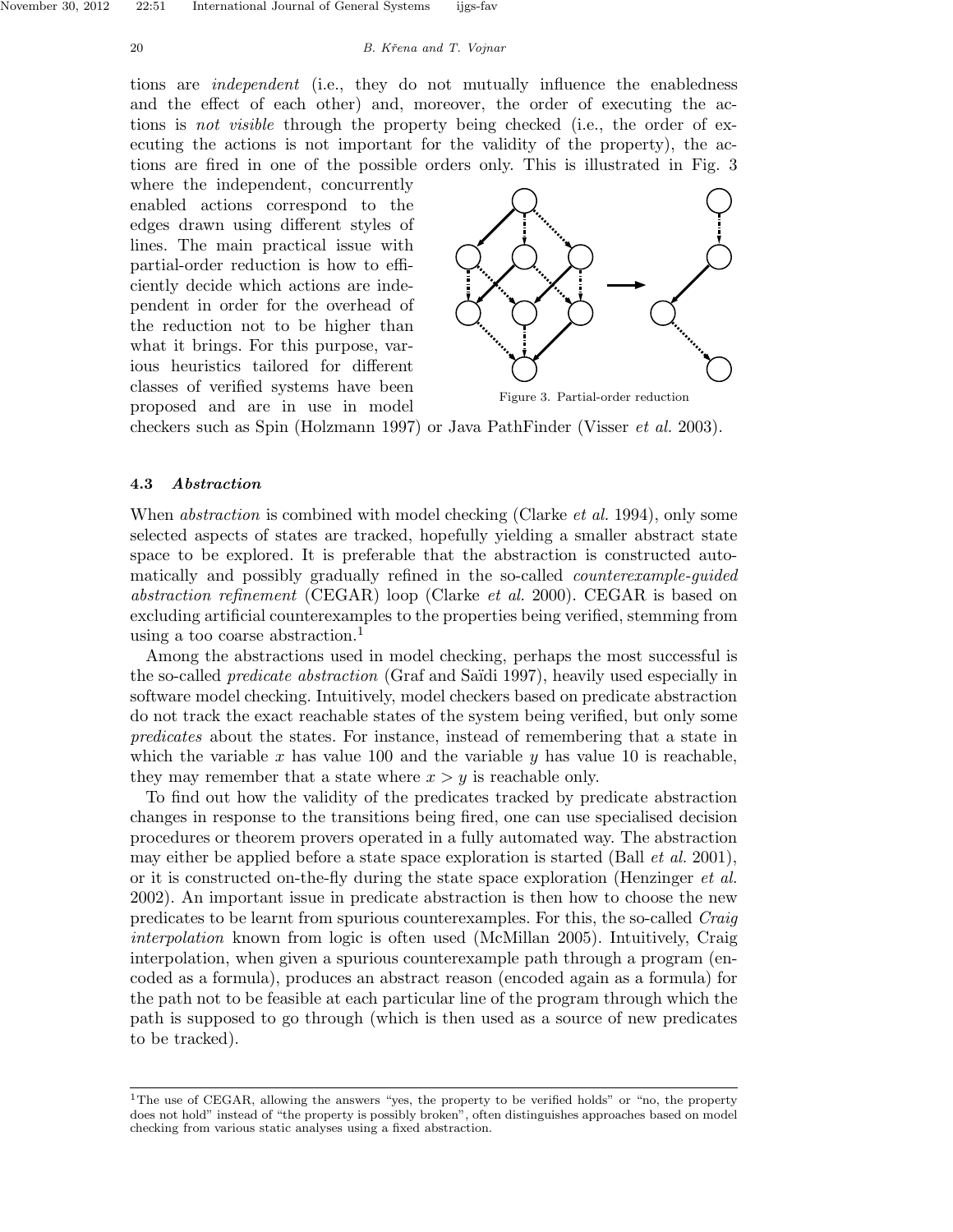tions are *independent* (i.e., they do not mutually influence the enabledness and the effect of each other) and, moreover, the order of executing the actions is *not visible* through the property being checked (i.e., the order of executing the actions is not important for the validity of the property), the actions are fired in one of the possible orders only. This is illustrated in Fig. 3 where the independent, concurrently enabled actions correspond to the edges drawn using different styles of lines. The main practical issue with partial-order reduction is how to efficiently decide which actions are independent in order for the overhead of the reduction not to be higher than what it brings. For this purpose, various heuristics tailored for different classes of verified systems have been proposed and are in use in model checkers such as Spin (Holzmann 1997) or Java PathFinder (Visser *et al.* 2003).

Figure 3. Partial-order reduction

### 4.3 *Abstraction*

When *abstraction* is combined with model checking (Clarke *et al.* 1994), only some selected aspects of states are tracked, hopefully yielding a smaller abstract state space to be explored. It is preferable that the abstraction is constructed automatically and possibly gradually refined in the so-called *counterexample-guided abstraction refinement* (CEGAR) loop (Clarke *et al.* 2000). CEGAR is based on excluding artificial counterexamples to the properties being verified, stemming from using a too coarse abstraction.[1]

Among the abstractions used in model checking, perhaps the most successful is the so-called *predicate abstraction* (Graf and Saïdi 1997), heavily used especially in software model checking. Intuitively, model checkers based on predicate abstraction do not track the exact reachable states of the system being verified, but only some *predicates* about the states. For instance, instead of remembering that a state in which the variable $x$ has value 100 and the variable $y$ has value 10 is reachable, they may remember that a state where $x > y$ is reachable only.

To find out how the validity of the predicates tracked by predicate abstraction changes in response to the transitions being fired, one can use specialised decision procedures or theorem provers operated in a fully automated way. The abstraction may either be applied before a state space exploration is started (Ball *et al.* 2001), or it is constructed on-the-fly during the state space exploration (Henzinger *et al.* 2002). An important issue in predicate abstraction is then how to choose the new predicates to be learnt from spurious counterexamples. For this, the so-called *Craig interpolation* known from logic is often used (McMillan 2005). Intuitively, Craig interpolation, when given a spurious counterexample path through a program (encoded as a formula), produces an abstract reason (encoded again as a formula) for the path not to be feasible at each particular line of the program through which the path is supposed to go through (which is then used as a source of new predicates to be tracked).

---

[1] The use of CEGAR, allowing the answers "yes, the property to be verified holds" or "no, the property does not hold" instead of "the property is possibly broken", often distinguishes approaches based on model checking from various static analyses using a fixed abstraction.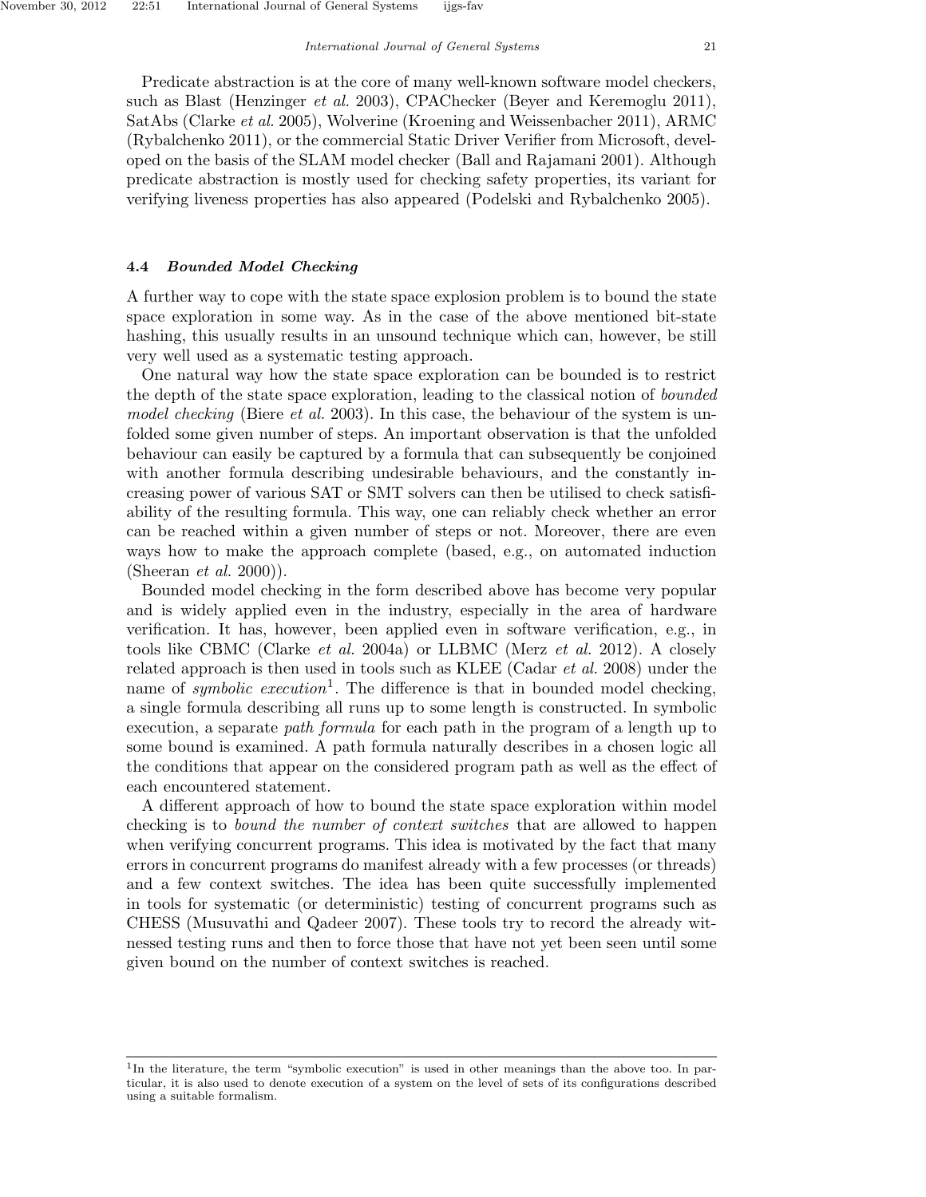Predicate abstraction is at the core of many well-known software model checkers, such as Blast (Henzinger *et al.* 2003), CPAChecker (Beyer and Keremoglu 2011), SatAbs (Clarke *et al.* 2005), Wolverine (Kroening and Weissenbacher 2011), ARMC (Rybalchenko 2011), or the commercial Static Driver Verifier from Microsoft, developed on the basis of the SLAM model checker (Ball and Rajamani 2001). Although predicate abstraction is mostly used for checking safety properties, its variant for verifying liveness properties has also appeared (Podelski and Rybalchenko 2005).

### 4.4 *Bounded Model Checking*

A further way to cope with the state space explosion problem is to bound the state space exploration in some way. As in the case of the above mentioned bit-state hashing, this usually results in an unsound technique which can, however, be still very well used as a systematic testing approach.

One natural way how the state space exploration can be bounded is to restrict the depth of the state space exploration, leading to the classical notion of *bounded model checking* (Biere *et al.* 2003). In this case, the behaviour of the system is unfolded some given number of steps. An important observation is that the unfolded behaviour can easily be captured by a formula that can subsequently be conjoined with another formula describing undesirable behaviours, and the constantly increasing power of various SAT or SMT solvers can then be utilised to check satisfiability of the resulting formula. This way, one can reliably check whether an error can be reached within a given number of steps or not. Moreover, there are even ways how to make the approach complete (based, e.g., on automated induction (Sheeran *et al.* 2000)).

Bounded model checking in the form described above has become very popular and is widely applied even in the industry, especially in the area of hardware verification. It has, however, been applied even in software verification, e.g., in tools like CBMC (Clarke *et al.* 2004a) or LLBMC (Merz *et al.* 2012). A closely related approach is then used in tools such as KLEE (Cadar *et al.* 2008) under the name of *symbolic execution*[1]. The difference is that in bounded model checking, a single formula describing all runs up to some length is constructed. In symbolic execution, a separate *path formula* for each path in the program of a length up to some bound is examined. A path formula naturally describes in a chosen logic all the conditions that appear on the considered program path as well as the effect of each encountered statement.

A different approach of how to bound the state space exploration within model checking is to *bound the number of context switches* that are allowed to happen when verifying concurrent programs. This idea is motivated by the fact that many errors in concurrent programs do manifest already with a few processes (or threads) and a few context switches. The idea has been quite successfully implemented in tools for systematic (or deterministic) testing of concurrent programs such as CHESS (Musuvathi and Qadeer 2007). These tools try to record the already witnessed testing runs and then to force those that have not yet been seen until some given bound on the number of context switches is reached.

[1] In the literature, the term "symbolic execution" is used in other meanings than the above too. In particular, it is also used to denote execution of a system on the level of sets of its configurations described using a suitable formalism.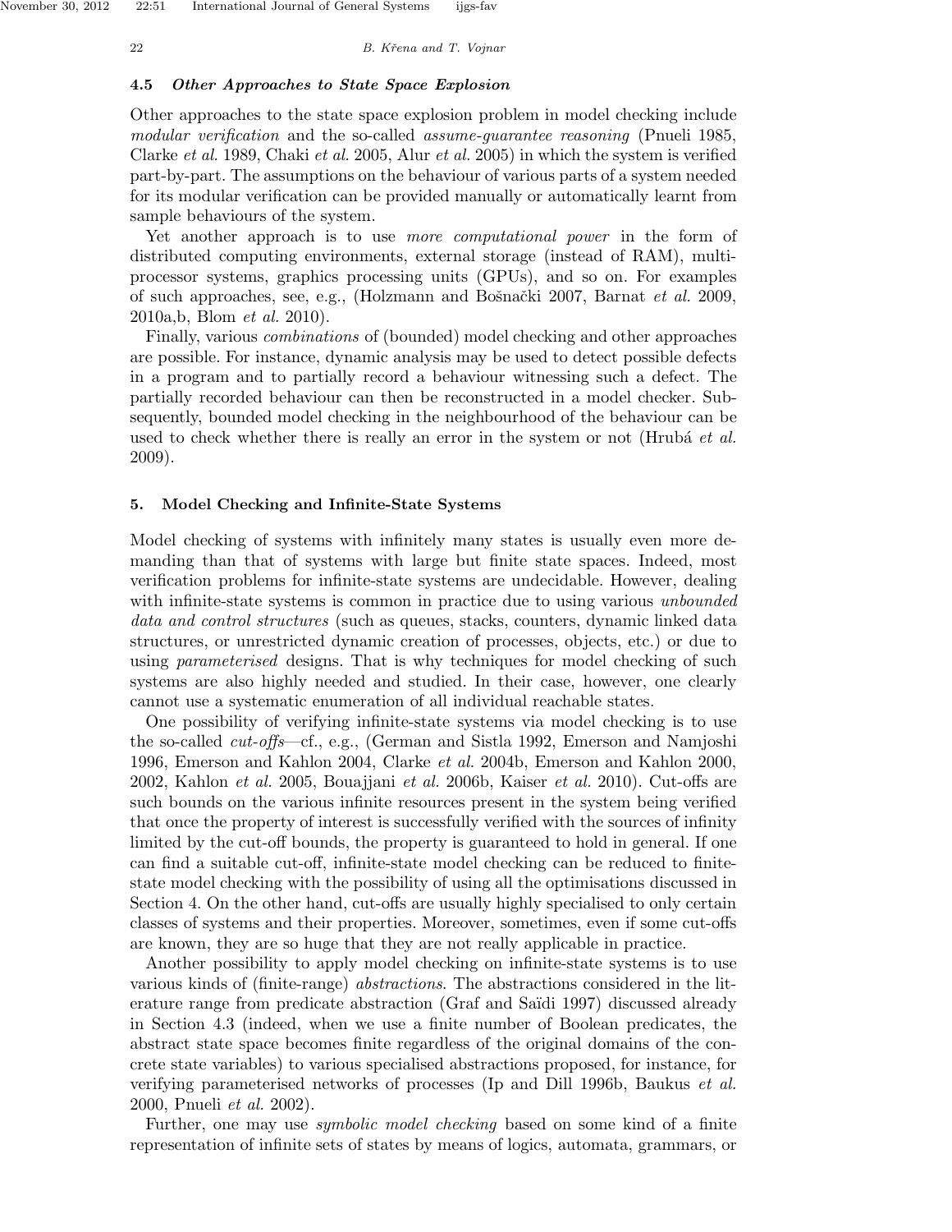### 4.5 *Other Approaches to State Space Explosion*

Other approaches to the state space explosion problem in model checking include *modular verification* and the so-called *assume-guarantee reasoning* (Pnueli 1985, Clarke *et al.* 1989, Chaki *et al.* 2005, Alur *et al.* 2005) in which the system is verified part-by-part. The assumptions on the behaviour of various parts of a system needed for its modular verification can be provided manually or automatically learnt from sample behaviours of the system.

Yet another approach is to use *more computational power* in the form of distributed computing environments, external storage (instead of RAM), multi-processor systems, graphics processing units (GPUs), and so on. For examples of such approaches, see, e.g., (Holzmann and Bošnački 2007, Barnat *et al.* 2009, 2010a,b, Blom *et al.* 2010).

Finally, various *combinations* of (bounded) model checking and other approaches are possible. For instance, dynamic analysis may be used to detect possible defects in a program and to partially record a behaviour witnessing such a defect. The partially recorded behaviour can then be reconstructed in a model checker. Subsequently, bounded model checking in the neighbourhood of the behaviour can be used to check whether there is really an error in the system or not (Hrubá *et al.* 2009).

## 5. Model Checking and Infinite-State Systems

Model checking of systems with infinitely many states is usually even more demanding than that of systems with large but finite state spaces. Indeed, most verification problems for infinite-state systems are undecidable. However, dealing with infinite-state systems is common in practice due to using various *unbounded data and control structures* (such as queues, stacks, counters, dynamic linked data structures, or unrestricted dynamic creation of processes, objects, etc.) or due to using *parameterised* designs. That is why techniques for model checking of such systems are also highly needed and studied. In their case, however, one clearly cannot use a systematic enumeration of all individual reachable states.

One possibility of verifying infinite-state systems via model checking is to use the so-called *cut-offs*—cf., e.g., (German and Sistla 1992, Emerson and Namjoshi 1996, Emerson and Kahlon 2004, Clarke *et al.* 2004b, Emerson and Kahlon 2000, 2002, Kahlon *et al.* 2005, Bouajjani *et al.* 2006b, Kaiser *et al.* 2010). Cut-offs are such bounds on the various infinite resources present in the system being verified that once the property of interest is successfully verified with the sources of infinity limited by the cut-off bounds, the property is guaranteed to hold in general. If one can find a suitable cut-off, infinite-state model checking can be reduced to finite-state model checking with the possibility of using all the optimisations discussed in Section 4. On the other hand, cut-offs are usually highly specialised to only certain classes of systems and their properties. Moreover, sometimes, even if some cut-offs are known, they are so huge that they are not really applicable in practice.

Another possibility to apply model checking on infinite-state systems is to use various kinds of (finite-range) *abstractions*. The abstractions considered in the literature range from predicate abstraction (Graf and Saïdi 1997) discussed already in Section 4.3 (indeed, when we use a finite number of Boolean predicates, the abstract state space becomes finite regardless of the original domains of the concrete state variables) to various specialised abstractions proposed, for instance, for verifying parameterised networks of processes (Ip and Dill 1996b, Baukus *et al.* 2000, Pnueli *et al.* 2002).

Further, one may use *symbolic model checking* based on some kind of a finite representation of infinite sets of states by means of logics, automata, grammars, or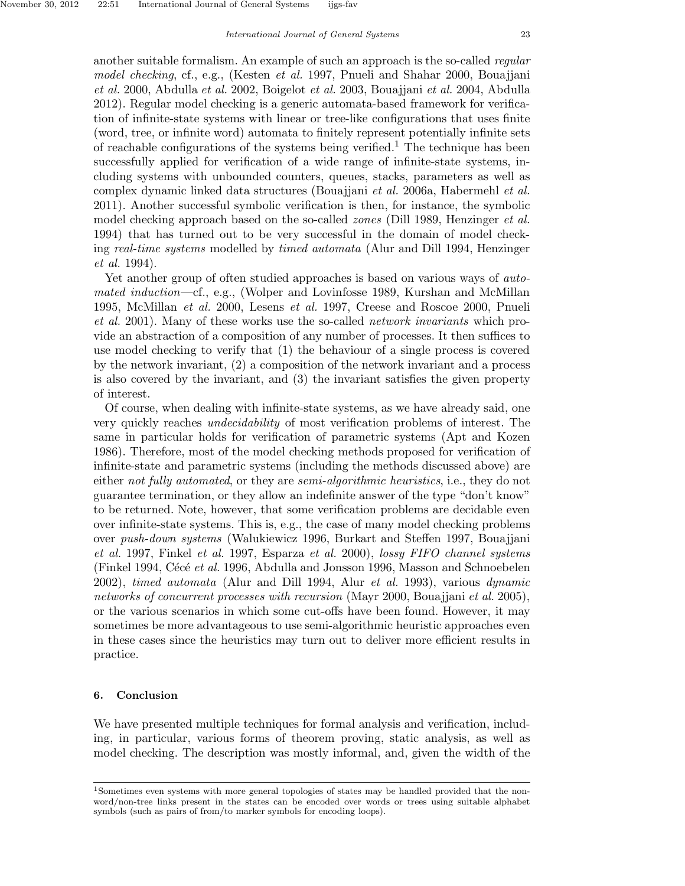another suitable formalism. An example of such an approach is the so-called *regular model checking*, cf., e.g., (Kesten *et al.* 1997, Pnueli and Shahar 2000, Bouajjani *et al.* 2000, Abdulla *et al.* 2002, Boigelot *et al.* 2003, Bouajjani *et al.* 2004, Abdulla 2012). Regular model checking is a generic automata-based framework for verification of infinite-state systems with linear or tree-like configurations that uses finite (word, tree, or infinite word) automata to finitely represent potentially infinite sets of reachable configurations of the systems being verified.[1] The technique has been successfully applied for verification of a wide range of infinite-state systems, including systems with unbounded counters, queues, stacks, parameters as well as complex dynamic linked data structures (Bouajjani *et al.* 2006a, Habermehl *et al.* 2011). Another successful symbolic verification is then, for instance, the symbolic model checking approach based on the so-called *zones* (Dill 1989, Henzinger *et al.* 1994) that has turned out to be very successful in the domain of model checking *real-time systems* modelled by *timed automata* (Alur and Dill 1994, Henzinger *et al.* 1994).

Yet another group of often studied approaches is based on various ways of *automated induction*—cf., e.g., (Wolper and Lovinfosse 1989, Kurshan and McMillan 1995, McMillan *et al.* 2000, Lesens *et al.* 1997, Creese and Roscoe 2000, Pnueli *et al.* 2001). Many of these works use the so-called *network invariants* which provide an abstraction of a composition of any number of processes. It then suffices to use model checking to verify that (1) the behaviour of a single process is covered by the network invariant, (2) a composition of the network invariant and a process is also covered by the invariant, and (3) the invariant satisfies the given property of interest.

Of course, when dealing with infinite-state systems, as we have already said, one very quickly reaches *undecidability* of most verification problems of interest. The same in particular holds for verification of parametric systems (Apt and Kozen 1986). Therefore, most of the model checking methods proposed for verification of infinite-state and parametric systems (including the methods discussed above) are either *not fully automated*, or they are *semi-algorithmic heuristics*, i.e., they do not guarantee termination, or they allow an indefinite answer of the type "don't know" to be returned. Note, however, that some verification problems are decidable even over infinite-state systems. This is, e.g., the case of many model checking problems over *push-down systems* (Walukiewicz 1996, Burkart and Steffen 1997, Bouajjani *et al.* 1997, Finkel *et al.* 1997, Esparza *et al.* 2000), *lossy FIFO channel systems* (Finkel 1994, Cécé *et al.* 1996, Abdulla and Jonsson 1996, Masson and Schnoebelen 2002), *timed automata* (Alur and Dill 1994, Alur *et al.* 1993), various *dynamic networks of concurrent processes with recursion* (Mayr 2000, Bouajjani *et al.* 2005), or the various scenarios in which some cut-offs have been found. However, it may sometimes be more advantageous to use semi-algorithmic heuristic approaches even in these cases since the heuristics may turn out to deliver more efficient results in practice.

## 6. Conclusion

We have presented multiple techniques for formal analysis and verification, including, in particular, various forms of theorem proving, static analysis, as well as model checking. The description was mostly informal, and, given the width of the

---

[1] Sometimes even systems with more general topologies of states may be handled provided that the non-word/non-tree links present in the states can be encoded over words or trees using suitable alphabet symbols (such as pairs of from/to marker symbols for encoding loops).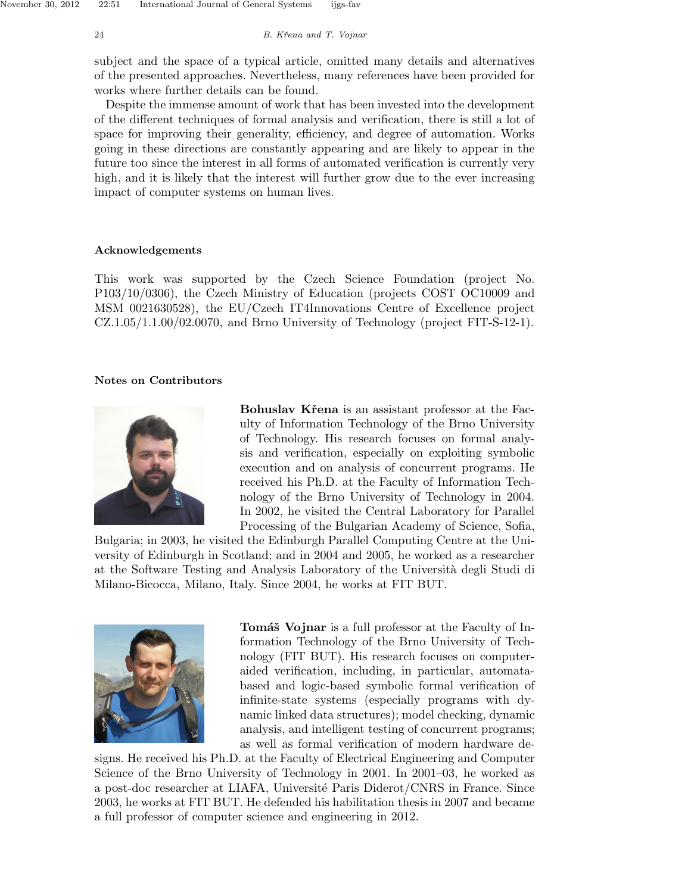subject and the space of a typical article, omitted many details and alternatives of the presented approaches. Nevertheless, many references have been provided for works where further details can be found.

Despite the immense amount of work that has been invested into the development of the different techniques of formal analysis and verification, there is still a lot of space for improving their generality, efficiency, and degree of automation. Works going in these directions are constantly appearing and are likely to appear in the future too since the interest in all forms of automated verification is currently very high, and it is likely that the interest will further grow due to the ever increasing impact of computer systems on human lives.

## Acknowledgements

This work was supported by the Czech Science Foundation (project No. P103/10/0306), the Czech Ministry of Education (projects COST OC10009 and MSM 0021630528), the EU/Czech IT4Innovations Centre of Excellence project CZ.1.05/1.1.00/02.0070, and Brno University of Technology (project FIT-S-12-1).

## Notes on Contributors

**Bohuslav Křena** is an assistant professor at the Faculty of Information Technology of the Brno University of Technology. His research focuses on formal analysis and verification, especially on exploiting symbolic execution and on analysis of concurrent programs. He received his Ph.D. at the Faculty of Information Technology of the Brno University of Technology in 2004. In 2002, he visited the Central Laboratory for Parallel Processing of the Bulgarian Academy of Science, Sofia, Bulgaria; in 2003, he visited the Edinburgh Parallel Computing Centre at the University of Edinburgh in Scotland; and in 2004 and 2005, he worked as a researcher at the Software Testing and Analysis Laboratory of the Università degli Studi di Milano-Bicocca, Milano, Italy. Since 2004, he works at FIT BUT.

**Tomáš Vojnar** is a full professor at the Faculty of Information Technology of the Brno University of Technology (FIT BUT). His research focuses on computer-aided verification, including, in particular, automata-based and logic-based symbolic formal verification of infinite-state systems (especially programs with dynamic linked data structures); model checking, dynamic analysis, and intelligent testing of concurrent programs; as well as formal verification of modern hardware designs. He received his Ph.D. at the Faculty of Electrical Engineering and Computer Science of the Brno University of Technology in 2001. In 2001–03, he worked as a post-doc researcher at LIAFA, Université Paris Diderot/CNRS in France. Since 2003, he works at FIT BUT. He defended his habilitation thesis in 2007 and became a full professor of computer science and engineering in 2012.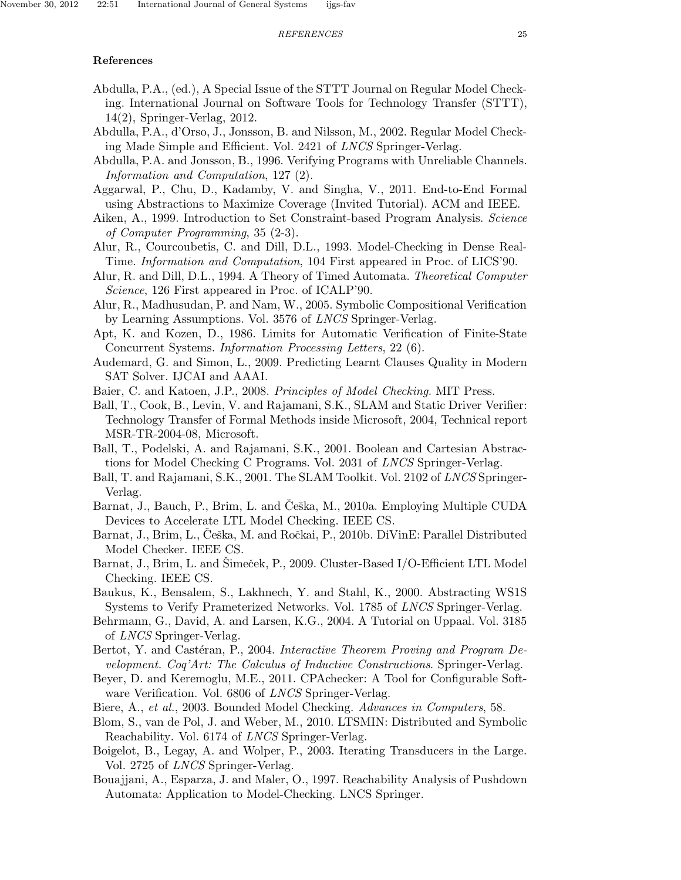## References

Abdulla, P.A., (ed.), A Special Issue of the STTT Journal on Regular Model Checking. International Journal on Software Tools for Technology Transfer (STTT), 14(2), Springer-Verlag, 2012.

Abdulla, P.A., d'Orso, J., Jonsson, B. and Nilsson, M., 2002. Regular Model Checking Made Simple and Efficient. Vol. 2421 of *LNCS* Springer-Verlag.

Abdulla, P.A. and Jonsson, B., 1996. Verifying Programs with Unreliable Channels. *Information and Computation*, 127 (2).

Aggarwal, P., Chu, D., Kadamby, V. and Singha, V., 2011. End-to-End Formal using Abstractions to Maximize Coverage (Invited Tutorial). ACM and IEEE.

Aiken, A., 1999. Introduction to Set Constraint-based Program Analysis. *Science of Computer Programming*, 35 (2-3).

Alur, R., Courcoubetis, C. and Dill, D.L., 1993. Model-Checking in Dense Real-Time. *Information and Computation*, 104 First appeared in Proc. of LICS'90.

Alur, R. and Dill, D.L., 1994. A Theory of Timed Automata. *Theoretical Computer Science*, 126 First appeared in Proc. of ICALP'90.

Alur, R., Madhusudan, P. and Nam, W., 2005. Symbolic Compositional Verification by Learning Assumptions. Vol. 3576 of *LNCS* Springer-Verlag.

Apt, K. and Kozen, D., 1986. Limits for Automatic Verification of Finite-State Concurrent Systems. *Information Processing Letters*, 22 (6).

Audemard, G. and Simon, L., 2009. Predicting Learnt Clauses Quality in Modern SAT Solver. IJCAI and AAAI.

Baier, C. and Katoen, J.P., 2008. *Principles of Model Checking*. MIT Press.

Ball, T., Cook, B., Levin, V. and Rajamani, S.K., SLAM and Static Driver Verifier: Technology Transfer of Formal Methods inside Microsoft, 2004, Technical report MSR-TR-2004-08, Microsoft.

Ball, T., Podelski, A. and Rajamani, S.K., 2001. Boolean and Cartesian Abstractions for Model Checking C Programs. Vol. 2031 of *LNCS* Springer-Verlag.

Ball, T. and Rajamani, S.K., 2001. The SLAM Toolkit. Vol. 2102 of *LNCS* Springer-Verlag.

Barnat, J., Bauch, P., Brim, L. and Češka, M., 2010a. Employing Multiple CUDA Devices to Accelerate LTL Model Checking. IEEE CS.

Barnat, J., Brim, L., Češka, M. and Ročkai, P., 2010b. DiVinE: Parallel Distributed Model Checker. IEEE CS.

Barnat, J., Brim, L. and Šimeček, P., 2009. Cluster-Based I/O-Efficient LTL Model Checking. IEEE CS.

Baukus, K., Bensalem, S., Lakhnech, Y. and Stahl, K., 2000. Abstracting WS1S Systems to Verify Prameterized Networks. Vol. 1785 of *LNCS* Springer-Verlag.

Behrmann, G., David, A. and Larsen, K.G., 2004. A Tutorial on Uppaal. Vol. 3185 of *LNCS* Springer-Verlag.

Bertot, Y. and Castéran, P., 2004. *Interactive Theorem Proving and Program Development. Coq'Art: The Calculus of Inductive Constructions*. Springer-Verlag.

Beyer, D. and Keremoglu, M.E., 2011. CPAchecker: A Tool for Configurable Software Verification. Vol. 6806 of *LNCS* Springer-Verlag.

Biere, A., *et al.*, 2003. Bounded Model Checking. *Advances in Computers*, 58.

Blom, S., van de Pol, J. and Weber, M., 2010. LTSMIN: Distributed and Symbolic Reachability. Vol. 6174 of *LNCS* Springer-Verlag.

Boigelot, B., Legay, A. and Wolper, P., 2003. Iterating Transducers in the Large. Vol. 2725 of *LNCS* Springer-Verlag.

Bouajjani, A., Esparza, J. and Maler, O., 1997. Reachability Analysis of Pushdown Automata: Application to Model-Checking. LNCS Springer.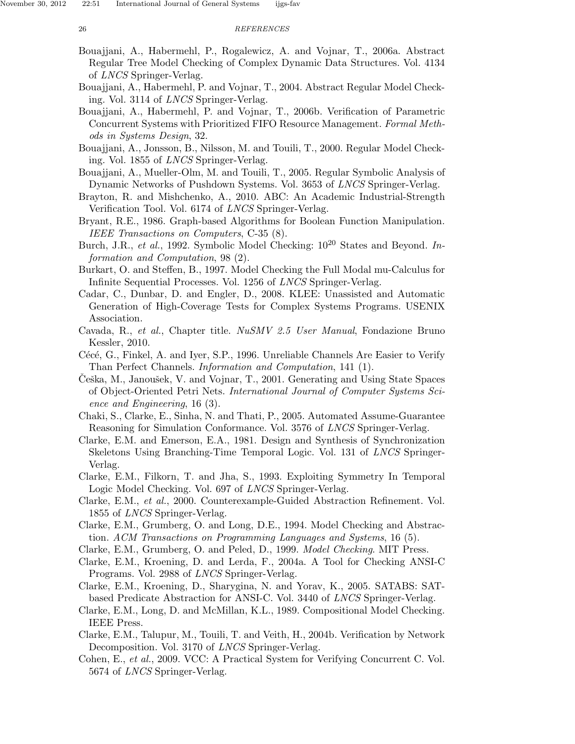Bouajjani, A., Habermehl, P., Rogalewicz, A. and Vojnar, T., 2006a. Abstract Regular Tree Model Checking of Complex Dynamic Data Structures. Vol. 4134 of *LNCS* Springer-Verlag.

Bouajjani, A., Habermehl, P. and Vojnar, T., 2004. Abstract Regular Model Checking. Vol. 3114 of *LNCS* Springer-Verlag.

Bouajjani, A., Habermehl, P. and Vojnar, T., 2006b. Verification of Parametric Concurrent Systems with Prioritized FIFO Resource Management. *Formal Methods in Systems Design*, 32.

Bouajjani, A., Jonsson, B., Nilsson, M. and Touili, T., 2000. Regular Model Checking. Vol. 1855 of *LNCS* Springer-Verlag.

Bouajjani, A., Mueller-Olm, M. and Touili, T., 2005. Regular Symbolic Analysis of Dynamic Networks of Pushdown Systems. Vol. 3653 of *LNCS* Springer-Verlag.

Brayton, R. and Mishchenko, A., 2010. ABC: An Academic Industrial-Strength Verification Tool. Vol. 6174 of *LNCS* Springer-Verlag.

Bryant, R.E., 1986. Graph-based Algorithms for Boolean Function Manipulation. *IEEE Transactions on Computers*, C-35 (8).

Burch, J.R., *et al.*, 1992. Symbolic Model Checking: $10^{20}$ States and Beyond. *Information and Computation*, 98 (2).

Burkart, O. and Steffen, B., 1997. Model Checking the Full Modal mu-Calculus for Infinite Sequential Processes. Vol. 1256 of *LNCS* Springer-Verlag.

Cadar, C., Dunbar, D. and Engler, D., 2008. KLEE: Unassisted and Automatic Generation of High-Coverage Tests for Complex Systems Programs. USENIX Association.

Cavada, R., *et al.*, Chapter title. *NuSMV 2.5 User Manual*, Fondazione Bruno Kessler, 2010.

Cécé, G., Finkel, A. and Iyer, S.P., 1996. Unreliable Channels Are Easier to Verify Than Perfect Channels. *Information and Computation*, 141 (1).

Češka, M., Janoušek, V. and Vojnar, T., 2001. Generating and Using State Spaces of Object-Oriented Petri Nets. *International Journal of Computer Systems Science and Engineering*, 16 (3).

Chaki, S., Clarke, E., Sinha, N. and Thati, P., 2005. Automated Assume-Guarantee Reasoning for Simulation Conformance. Vol. 3576 of *LNCS* Springer-Verlag.

Clarke, E.M. and Emerson, E.A., 1981. Design and Synthesis of Synchronization Skeletons Using Branching-Time Temporal Logic. Vol. 131 of *LNCS* Springer-Verlag.

Clarke, E.M., Filkorn, T. and Jha, S., 1993. Exploiting Symmetry In Temporal Logic Model Checking. Vol. 697 of *LNCS* Springer-Verlag.

Clarke, E.M., *et al.*, 2000. Counterexample-Guided Abstraction Refinement. Vol. 1855 of *LNCS* Springer-Verlag.

Clarke, E.M., Grumberg, O. and Long, D.E., 1994. Model Checking and Abstraction. *ACM Transactions on Programming Languages and Systems*, 16 (5).

Clarke, E.M., Grumberg, O. and Peled, D., 1999. *Model Checking*. MIT Press.

Clarke, E.M., Kroening, D. and Lerda, F., 2004a. A Tool for Checking ANSI-C Programs. Vol. 2988 of *LNCS* Springer-Verlag.

Clarke, E.M., Kroening, D., Sharygina, N. and Yorav, K., 2005. SATABS: SAT-based Predicate Abstraction for ANSI-C. Vol. 3440 of *LNCS* Springer-Verlag.

Clarke, E.M., Long, D. and McMillan, K.L., 1989. Compositional Model Checking. IEEE Press.

Clarke, E.M., Talupur, M., Touili, T. and Veith, H., 2004b. Verification by Network Decomposition. Vol. 3170 of *LNCS* Springer-Verlag.

Cohen, E., *et al.*, 2009. VCC: A Practical System for Verifying Concurrent C. Vol. 5674 of *LNCS* Springer-Verlag.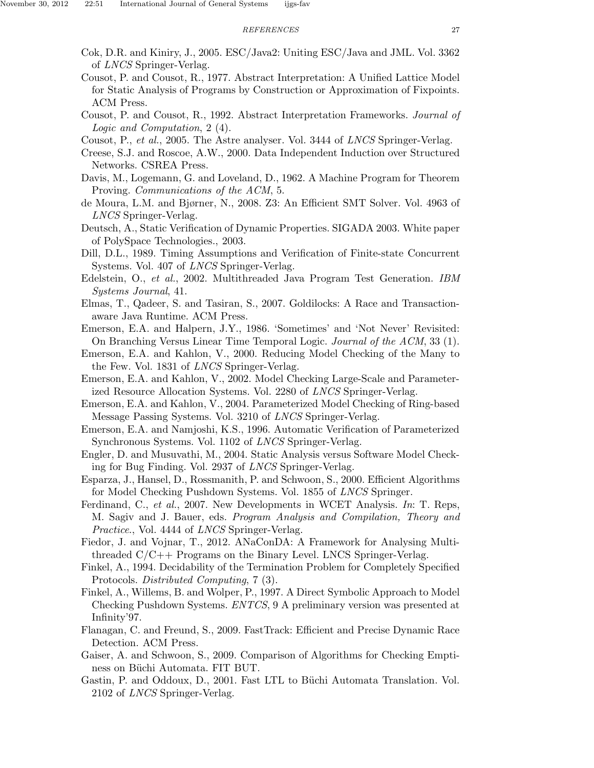Cok, D.R. and Kiniry, J., 2005. ESC/Java2: Uniting ESC/Java and JML. Vol. 3362 of *LNCS* Springer-Verlag.

Cousot, P. and Cousot, R., 1977. Abstract Interpretation: A Unified Lattice Model for Static Analysis of Programs by Construction or Approximation of Fixpoints. ACM Press.

Cousot, P. and Cousot, R., 1992. Abstract Interpretation Frameworks. *Journal of Logic and Computation*, 2 (4).

Cousot, P., *et al.*, 2005. The Astre analyser. Vol. 3444 of *LNCS* Springer-Verlag.

Creese, S.J. and Roscoe, A.W., 2000. Data Independent Induction over Structured Networks. CSREA Press.

Davis, M., Logemann, G. and Loveland, D., 1962. A Machine Program for Theorem Proving. *Communications of the ACM*, 5.

de Moura, L.M. and Bjørner, N., 2008. Z3: An Efficient SMT Solver. Vol. 4963 of *LNCS* Springer-Verlag.

Deutsch, A., Static Verification of Dynamic Properties. SIGADA 2003. White paper of PolySpace Technologies., 2003.

Dill, D.L., 1989. Timing Assumptions and Verification of Finite-state Concurrent Systems. Vol. 407 of *LNCS* Springer-Verlag.

Edelstein, O., *et al.*, 2002. Multithreaded Java Program Test Generation. *IBM Systems Journal*, 41.

Elmas, T., Qadeer, S. and Tasiran, S., 2007. Goldilocks: A Race and Transaction-aware Java Runtime. ACM Press.

Emerson, E.A. and Halpern, J.Y., 1986. 'Sometimes' and 'Not Never' Revisited: On Branching Versus Linear Time Temporal Logic. *Journal of the ACM*, 33 (1).

Emerson, E.A. and Kahlon, V., 2000. Reducing Model Checking of the Many to the Few. Vol. 1831 of *LNCS* Springer-Verlag.

Emerson, E.A. and Kahlon, V., 2002. Model Checking Large-Scale and Parameterized Resource Allocation Systems. Vol. 2280 of *LNCS* Springer-Verlag.

Emerson, E.A. and Kahlon, V., 2004. Parameterized Model Checking of Ring-based Message Passing Systems. Vol. 3210 of *LNCS* Springer-Verlag.

Emerson, E.A. and Namjoshi, K.S., 1996. Automatic Verification of Parameterized Synchronous Systems. Vol. 1102 of *LNCS* Springer-Verlag.

Engler, D. and Musuvathi, M., 2004. Static Analysis versus Software Model Checking for Bug Finding. Vol. 2937 of *LNCS* Springer-Verlag.

Esparza, J., Hansel, D., Rossmanith, P. and Schwoon, S., 2000. Efficient Algorithms for Model Checking Pushdown Systems. Vol. 1855 of *LNCS* Springer.

Ferdinand, C., *et al.*, 2007. New Developments in WCET Analysis. *In*: T. Reps, M. Sagiv and J. Bauer, eds. *Program Analysis and Compilation, Theory and Practice.*, Vol. 4444 of *LNCS* Springer-Verlag.

Fiedor, J. and Vojnar, T., 2012. ANaConDA: A Framework for Analysing Multi-threaded C/C++ Programs on the Binary Level. LNCS Springer-Verlag.

Finkel, A., 1994. Decidability of the Termination Problem for Completely Specified Protocols. *Distributed Computing*, 7 (3).

Finkel, A., Willems, B. and Wolper, P., 1997. A Direct Symbolic Approach to Model Checking Pushdown Systems. *ENTCS*, 9 A preliminary version was presented at Infinity'97.

Flanagan, C. and Freund, S., 2009. FastTrack: Efficient and Precise Dynamic Race Detection. ACM Press.

Gaiser, A. and Schwoon, S., 2009. Comparison of Algorithms for Checking Emptiness on Büchi Automata. FIT BUT.

Gastin, P. and Oddoux, D., 2001. Fast LTL to Büchi Automata Translation. Vol. 2102 of *LNCS* Springer-Verlag.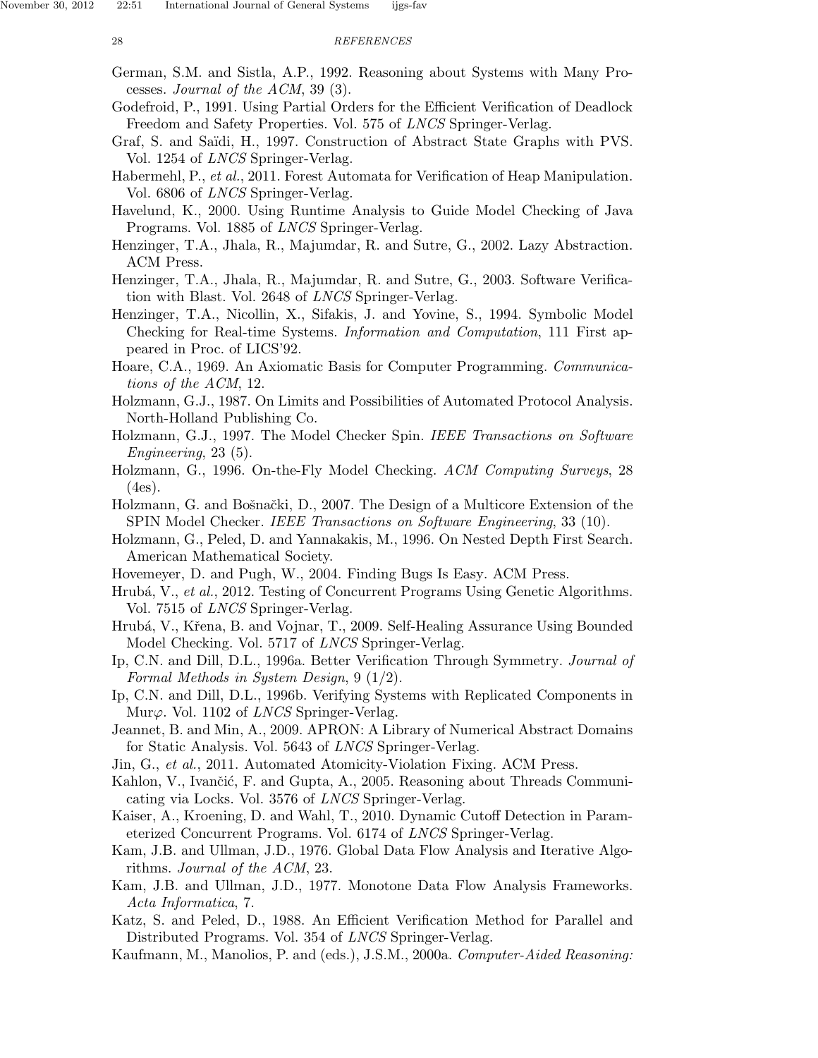German, S.M. and Sistla, A.P., 1992. Reasoning about Systems with Many Processes. *Journal of the ACM*, 39 (3).

Godefroid, P., 1991. Using Partial Orders for the Efficient Verification of Deadlock Freedom and Safety Properties. Vol. 575 of *LNCS* Springer-Verlag.

Graf, S. and Saïdi, H., 1997. Construction of Abstract State Graphs with PVS. Vol. 1254 of *LNCS* Springer-Verlag.

Habermehl, P., *et al.*, 2011. Forest Automata for Verification of Heap Manipulation. Vol. 6806 of *LNCS* Springer-Verlag.

Havelund, K., 2000. Using Runtime Analysis to Guide Model Checking of Java Programs. Vol. 1885 of *LNCS* Springer-Verlag.

Henzinger, T.A., Jhala, R., Majumdar, R. and Sutre, G., 2002. Lazy Abstraction. ACM Press.

Henzinger, T.A., Jhala, R., Majumdar, R. and Sutre, G., 2003. Software Verification with Blast. Vol. 2648 of *LNCS* Springer-Verlag.

Henzinger, T.A., Nicollin, X., Sifakis, J. and Yovine, S., 1994. Symbolic Model Checking for Real-time Systems. *Information and Computation*, 111 First appeared in Proc. of LICS'92.

Hoare, C.A., 1969. An Axiomatic Basis for Computer Programming. *Communications of the ACM*, 12.

Holzmann, G.J., 1987. On Limits and Possibilities of Automated Protocol Analysis. North-Holland Publishing Co.

Holzmann, G.J., 1997. The Model Checker Spin. *IEEE Transactions on Software Engineering*, 23 (5).

Holzmann, G., 1996. On-the-Fly Model Checking. *ACM Computing Surveys*, 28 (4es).

Holzmann, G. and Bošnački, D., 2007. The Design of a Multicore Extension of the SPIN Model Checker. *IEEE Transactions on Software Engineering*, 33 (10).

Holzmann, G., Peled, D. and Yannakakis, M., 1996. On Nested Depth First Search. American Mathematical Society.

Hovemeyer, D. and Pugh, W., 2004. Finding Bugs Is Easy. ACM Press.

Hrubá, V., *et al.*, 2012. Testing of Concurrent Programs Using Genetic Algorithms. Vol. 7515 of *LNCS* Springer-Verlag.

Hrubá, V., Křena, B. and Vojnar, T., 2009. Self-Healing Assurance Using Bounded Model Checking. Vol. 5717 of *LNCS* Springer-Verlag.

Ip, C.N. and Dill, D.L., 1996a. Better Verification Through Symmetry. *Journal of Formal Methods in System Design*, 9 (1/2).

Ip, C.N. and Dill, D.L., 1996b. Verifying Systems with Replicated Components in Mur$\varphi$. Vol. 1102 of *LNCS* Springer-Verlag.

Jeannet, B. and Min, A., 2009. APRON: A Library of Numerical Abstract Domains for Static Analysis. Vol. 5643 of *LNCS* Springer-Verlag.

Jin, G., *et al.*, 2011. Automated Atomicity-Violation Fixing. ACM Press.

Kahlon, V., Ivančić, F. and Gupta, A., 2005. Reasoning about Threads Communicating via Locks. Vol. 3576 of *LNCS* Springer-Verlag.

Kaiser, A., Kroening, D. and Wahl, T., 2010. Dynamic Cutoff Detection in Parameterized Concurrent Programs. Vol. 6174 of *LNCS* Springer-Verlag.

Kam, J.B. and Ullman, J.D., 1976. Global Data Flow Analysis and Iterative Algorithms. *Journal of the ACM*, 23.

Kam, J.B. and Ullman, J.D., 1977. Monotone Data Flow Analysis Frameworks. *Acta Informatica*, 7.

Katz, S. and Peled, D., 1988. An Efficient Verification Method for Parallel and Distributed Programs. Vol. 354 of *LNCS* Springer-Verlag.

Kaufmann, M., Manolios, P. and (eds.), J.S.M., 2000a. *Computer-Aided Reasoning:*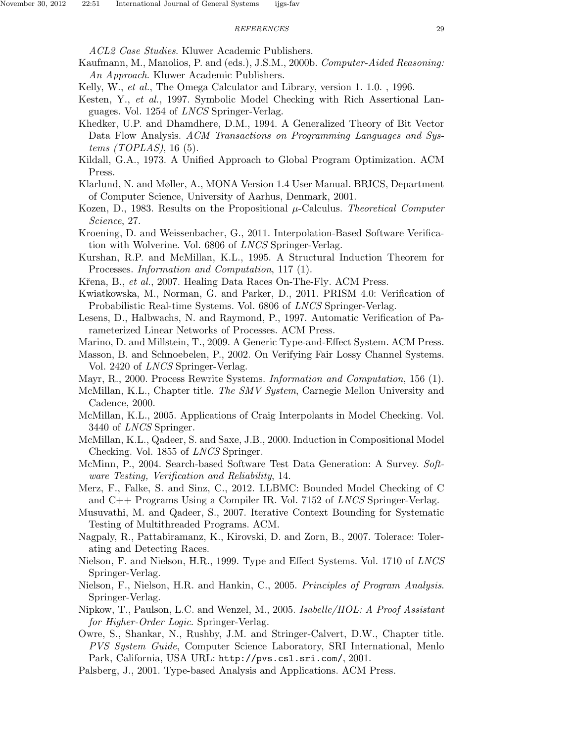*ACL2 Case Studies*. Kluwer Academic Publishers.

Kaufmann, M., Manolios, P. and (eds.), J.S.M., 2000b. *Computer-Aided Reasoning: An Approach*. Kluwer Academic Publishers.

Kelly, W., *et al.*, The Omega Calculator and Library, version 1. 1.0. , 1996.

Kesten, Y., *et al.*, 1997. Symbolic Model Checking with Rich Assertional Languages. Vol. 1254 of *LNCS* Springer-Verlag.

Khedker, U.P. and Dhamdhere, D.M., 1994. A Generalized Theory of Bit Vector Data Flow Analysis. *ACM Transactions on Programming Languages and Systems (TOPLAS)*, 16 (5).

Kildall, G.A., 1973. A Unified Approach to Global Program Optimization. ACM Press.

Klarlund, N. and Møller, A., MONA Version 1.4 User Manual. BRICS, Department of Computer Science, University of Aarhus, Denmark, 2001.

Kozen, D., 1983. Results on the Propositional $\mu$-Calculus. *Theoretical Computer Science*, 27.

Kroening, D. and Weissenbacher, G., 2011. Interpolation-Based Software Verification with Wolverine. Vol. 6806 of *LNCS* Springer-Verlag.

Kurshan, R.P. and McMillan, K.L., 1995. A Structural Induction Theorem for Processes. *Information and Computation*, 117 (1).

Křena, B., *et al.*, 2007. Healing Data Races On-The-Fly. ACM Press.

Kwiatkowska, M., Norman, G. and Parker, D., 2011. PRISM 4.0: Verification of Probabilistic Real-time Systems. Vol. 6806 of *LNCS* Springer-Verlag.

Lesens, D., Halbwachs, N. and Raymond, P., 1997. Automatic Verification of Parameterized Linear Networks of Processes. ACM Press.

Marino, D. and Millstein, T., 2009. A Generic Type-and-Effect System. ACM Press.

Masson, B. and Schnoebelen, P., 2002. On Verifying Fair Lossy Channel Systems. Vol. 2420 of *LNCS* Springer-Verlag.

Mayr, R., 2000. Process Rewrite Systems. *Information and Computation*, 156 (1).

McMillan, K.L., Chapter title. *The SMV System*, Carnegie Mellon University and Cadence, 2000.

McMillan, K.L., 2005. Applications of Craig Interpolants in Model Checking. Vol. 3440 of *LNCS* Springer.

McMillan, K.L., Qadeer, S. and Saxe, J.B., 2000. Induction in Compositional Model Checking. Vol. 1855 of *LNCS* Springer.

McMinn, P., 2004. Search-based Software Test Data Generation: A Survey. *Software Testing, Verification and Reliability*, 14.

Merz, F., Falke, S. and Sinz, C., 2012. LLBMC: Bounded Model Checking of C and C++ Programs Using a Compiler IR. Vol. 7152 of *LNCS* Springer-Verlag.

Musuvathi, M. and Qadeer, S., 2007. Iterative Context Bounding for Systematic Testing of Multithreaded Programs. ACM.

Nagpaly, R., Pattabiramanz, K., Kirovski, D. and Zorn, B., 2007. Tolerace: Tolerating and Detecting Races.

Nielson, F. and Nielson, H.R., 1999. Type and Effect Systems. Vol. 1710 of *LNCS* Springer-Verlag.

Nielson, F., Nielson, H.R. and Hankin, C., 2005. *Principles of Program Analysis*. Springer-Verlag.

Nipkow, T., Paulson, L.C. and Wenzel, M., 2005. *Isabelle/HOL: A Proof Assistant for Higher-Order Logic*. Springer-Verlag.

Owre, S., Shankar, N., Rushby, J.M. and Stringer-Calvert, D.W., Chapter title. *PVS System Guide*, Computer Science Laboratory, SRI International, Menlo Park, California, USA URL: `http://pvs.csl.sri.com/`, 2001.

Palsberg, J., 2001. Type-based Analysis and Applications. ACM Press.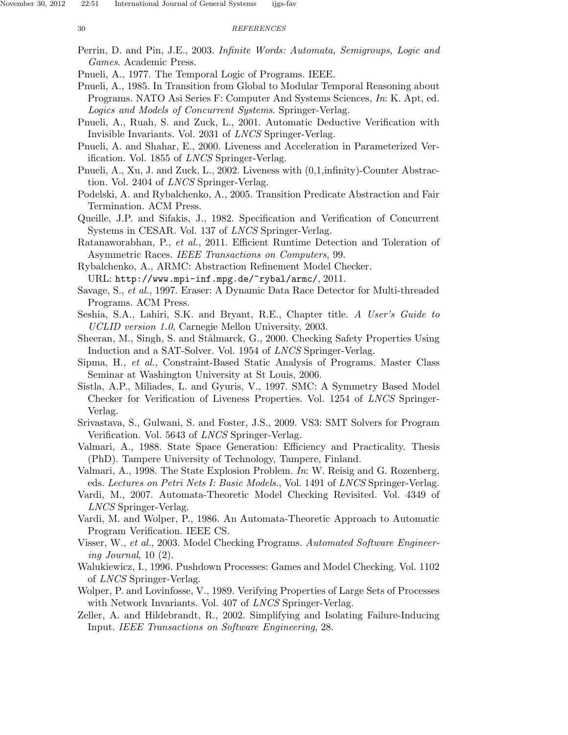Perrin, D. and Pin, J.E., 2003. *Infinite Words: Automata, Semigroups, Logic and Games*. Academic Press.

Pnueli, A., 1977. The Temporal Logic of Programs. IEEE.

Pnueli, A., 1985. In Transition from Global to Modular Temporal Reasoning about Programs. NATO Asi Series F: Computer And Systems Sciences, *In*: K. Apt, ed. *Logics and Models of Concurrent Systems*. Springer-Verlag.

Pnueli, A., Ruah, S. and Zuck, L., 2001. Automatic Deductive Verification with Invisible Invariants. Vol. 2031 of *LNCS* Springer-Verlag.

Pnueli, A. and Shahar, E., 2000. Liveness and Acceleration in Parameterized Verification. Vol. 1855 of *LNCS* Springer-Verlag.

Pnueli, A., Xu, J. and Zuck, L., 2002. Liveness with (0,1,infinity)-Counter Abstraction. Vol. 2404 of *LNCS* Springer-Verlag.

Podelski, A. and Rybalchenko, A., 2005. Transition Predicate Abstraction and Fair Termination. ACM Press.

Queille, J.P. and Sifakis, J., 1982. Specification and Verification of Concurrent Systems in CESAR. Vol. 137 of *LNCS* Springer-Verlag.

Ratanaworabhan, P., *et al.*, 2011. Efficient Runtime Detection and Toleration of Asymmetric Races. *IEEE Transactions on Computers*, 99.

Rybalchenko, A., ARMC: Abstraction Refinement Model Checker.
URL: `http://www.mpi-inf.mpg.de/~rybal/armc/`, 2011.

Savage, S., *et al.*, 1997. Eraser: A Dynamic Data Race Detector for Multi-threaded Programs. ACM Press.

Seshia, S.A., Lahiri, S.K. and Bryant, R.E., Chapter title. *A User's Guide to UCLID version 1.0*, Carnegie Mellon University, 2003.

Sheeran, M., Singh, S. and Stålmarck, G., 2000. Checking Safety Properties Using Induction and a SAT-Solver. Vol. 1954 of *LNCS* Springer-Verlag.

Sipma, H., *et al.*, Constraint-Based Static Analysis of Programs. Master Class Seminar at Washington University at St Louis, 2006.

Sistla, A.P., Miliades, L. and Gyuris, V., 1997. SMC: A Symmetry Based Model Checker for Verification of Liveness Properties. Vol. 1254 of *LNCS* Springer-Verlag.

Srivastava, S., Gulwani, S. and Foster, J.S., 2009. VS3: SMT Solvers for Program Verification. Vol. 5643 of *LNCS* Springer-Verlag.

Valmari, A., 1988. State Space Generation: Efficiency and Practicality. Thesis (PhD). Tampere University of Technology, Tampere, Finland.

Valmari, A., 1998. The State Explosion Problem. *In*: W. Reisig and G. Rozenberg, eds. *Lectures on Petri Nets I: Basic Models.*, Vol. 1491 of *LNCS* Springer-Verlag.

Vardi, M., 2007. Automata-Theoretic Model Checking Revisited. Vol. 4349 of *LNCS* Springer-Verlag.

Vardi, M. and Wolper, P., 1986. An Automata-Theoretic Approach to Automatic Program Verification. IEEE CS.

Visser, W., *et al.*, 2003. Model Checking Programs. *Automated Software Engineering Journal*, 10 (2).

Walukiewicz, I., 1996. Pushdown Processes: Games and Model Checking. Vol. 1102 of *LNCS* Springer-Verlag.

Wolper, P. and Lovinfosse, V., 1989. Verifying Properties of Large Sets of Processes with Network Invariants. Vol. 407 of *LNCS* Springer-Verlag.

Zeller, A. and Hildebrandt, R., 2002. Simplifying and Isolating Failure-Inducing Input. *IEEE Transactions on Software Engineering*, 28.